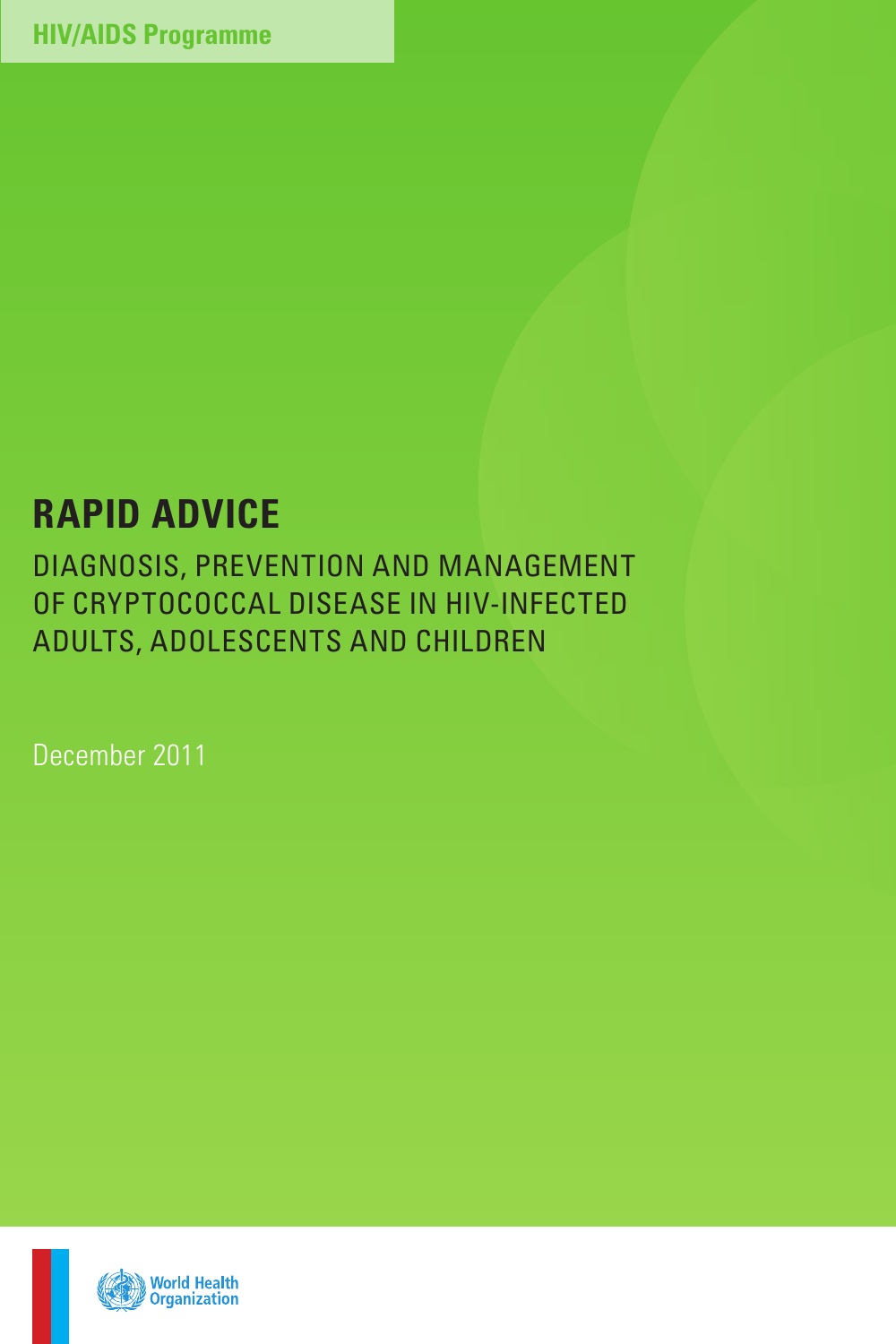HIV/AIDS Programme

# RAPID ADVICE

## DIAGNOSIS, PREVENTION AND MANAGEMENT OF CRYPTOCOCCAL DISEASE IN HIV-INFECTED ADULTS, ADOLESCENTS AND CHILDREN

December 2011

World Health Organization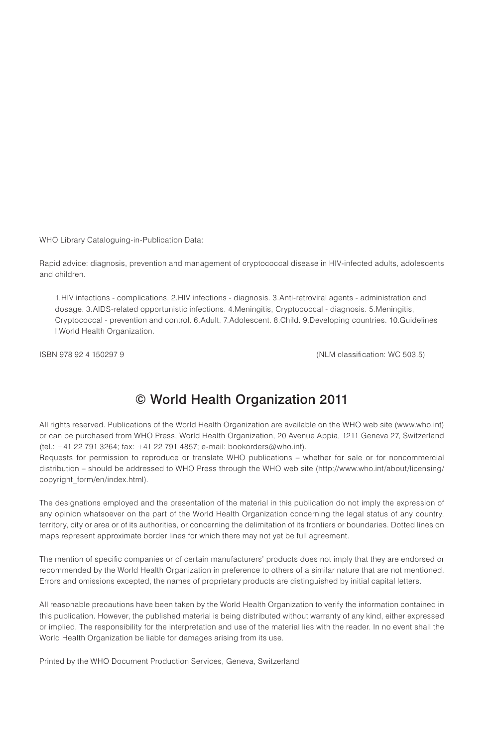WHO Library Cataloguing-in-Publication Data:

Rapid advice: diagnosis, prevention and management of cryptococcal disease in HIV-infected adults, adolescents and children.

1.HIV infections - complications. 2.HIV infections - diagnosis. 3.Anti-retroviral agents - administration and dosage. 3.AIDS-related opportunistic infections. 4.Meningitis, Cryptococcal - diagnosis. 5.Meningitis, Cryptococcal - prevention and control. 6.Adult. 7.Adolescent. 8.Child. 9.Developing countries. 10.Guidelines I.World Health Organization.

ISBN 978 92 4 150297 9 (NLM classification: WC 503.5)

## © World Health Organization 2011

All rights reserved. Publications of the World Health Organization are available on the WHO web site (www.who.int) or can be purchased from WHO Press, World Health Organization, 20 Avenue Appia, 1211 Geneva 27, Switzerland (tel.: +41 22 791 3264; fax: +41 22 791 4857; e-mail: bookorders@who.int).
Requests for permission to reproduce or translate WHO publications – whether for sale or for noncommercial distribution – should be addressed to WHO Press through the WHO web site (http://www.who.int/about/licensing/copyright_form/en/index.html).

The designations employed and the presentation of the material in this publication do not imply the expression of any opinion whatsoever on the part of the World Health Organization concerning the legal status of any country, territory, city or area or of its authorities, or concerning the delimitation of its frontiers or boundaries. Dotted lines on maps represent approximate border lines for which there may not yet be full agreement.

The mention of specific companies or of certain manufacturers' products does not imply that they are endorsed or recommended by the World Health Organization in preference to others of a similar nature that are not mentioned. Errors and omissions excepted, the names of proprietary products are distinguished by initial capital letters.

All reasonable precautions have been taken by the World Health Organization to verify the information contained in this publication. However, the published material is being distributed without warranty of any kind, either expressed or implied. The responsibility for the interpretation and use of the material lies with the reader. In no event shall the World Health Organization be liable for damages arising from its use.

Printed by the WHO Document Production Services, Geneva, Switzerland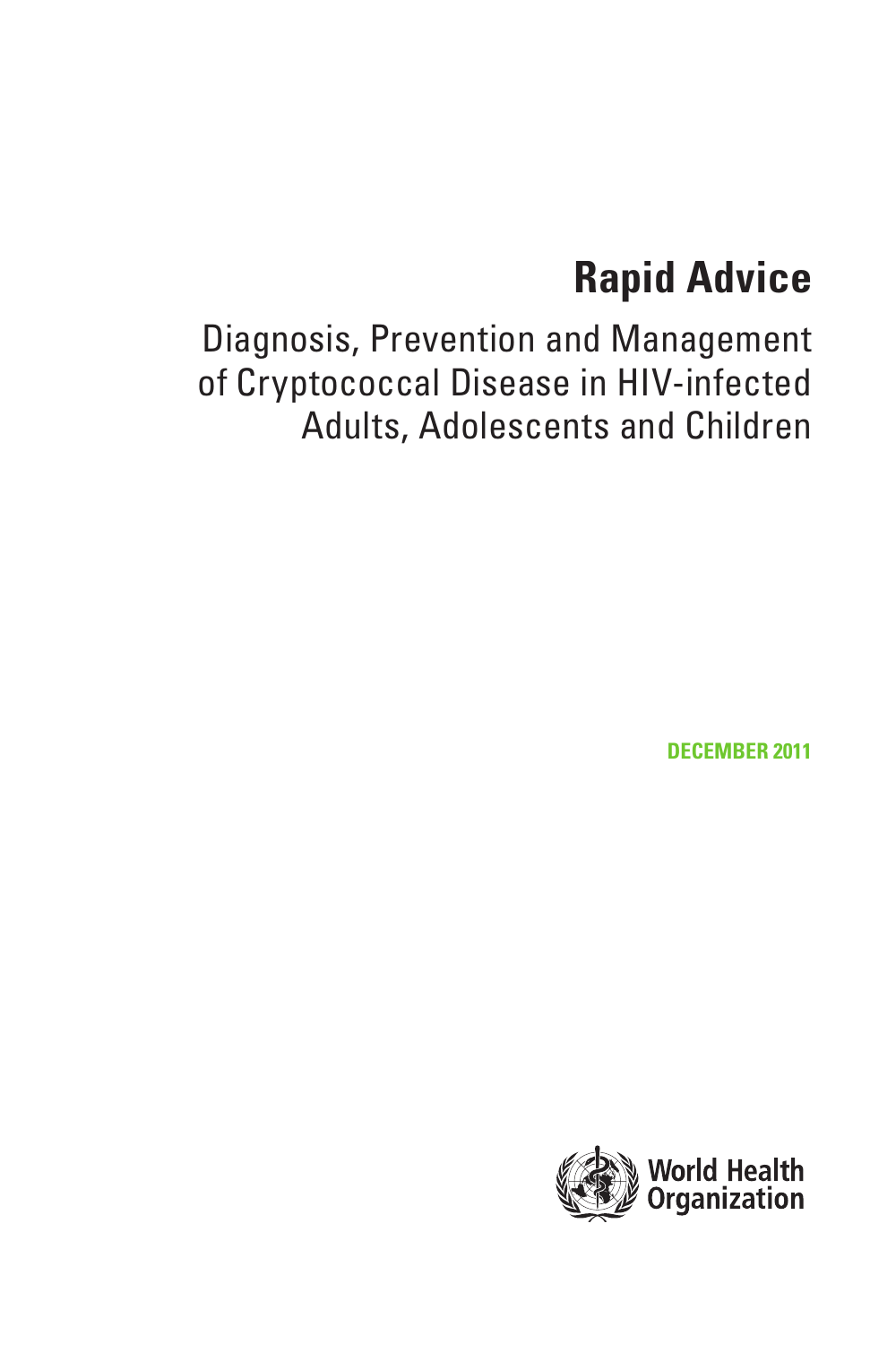# Rapid Advice

Diagnosis, Prevention and Management of Cryptococcal Disease in HIV-infected Adults, Adolescents and Children

**DECEMBER 2011**

World Health Organization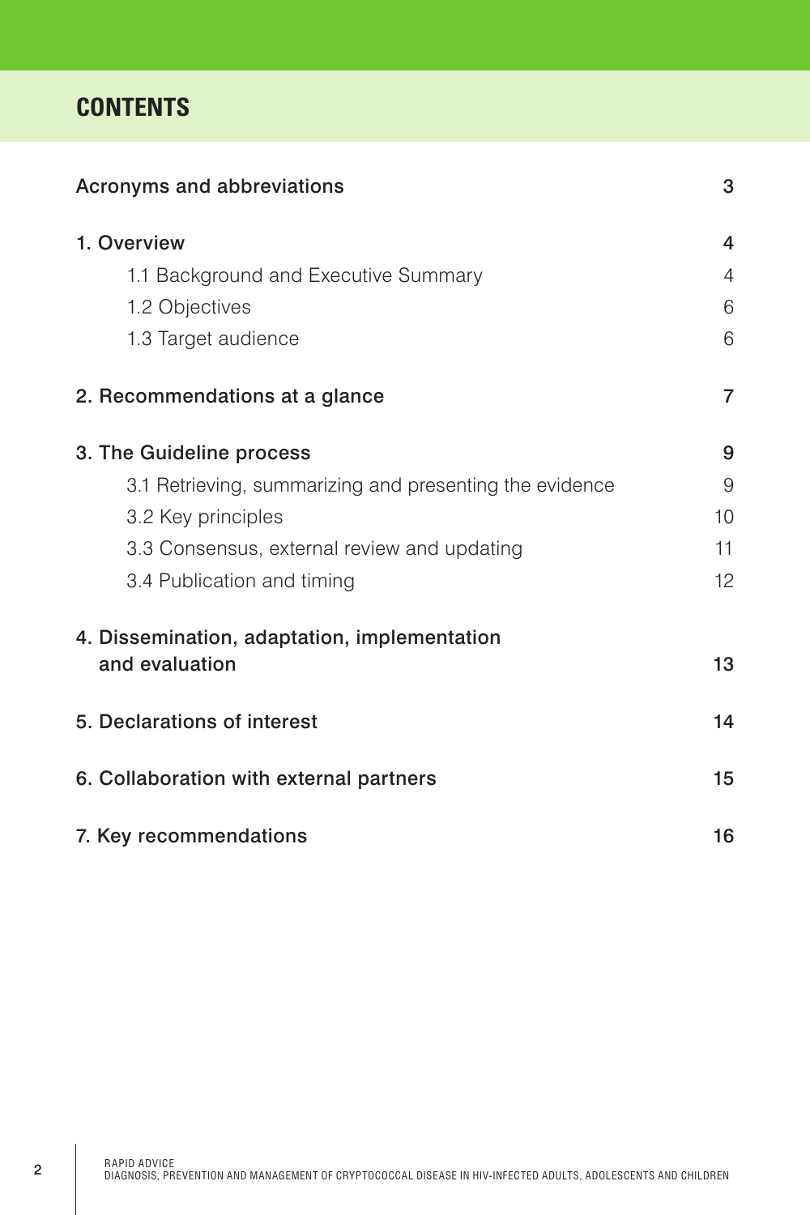# CONTENTS

| | |
|---|---|
| Acronyms and abbreviations | 3 |
| 1. Overview | 4 |
| 1.1 Background and Executive Summary | 4 |
| 1.2 Objectives | 6 |
| 1.3 Target audience | 6 |
| 2. Recommendations at a glance | 7 |
| 3. The Guideline process | 9 |
| 3.1 Retrieving, summarizing and presenting the evidence | 9 |
| 3.2 Key principles | 10 |
| 3.3 Consensus, external review and updating | 11 |
| 3.4 Publication and timing | 12 |
| 4. Dissemination, adaptation, implementation and evaluation | 13 |
| 5. Declarations of interest | 14 |
| 6. Collaboration with external partners | 15 |
| 7. Key recommendations | 16 |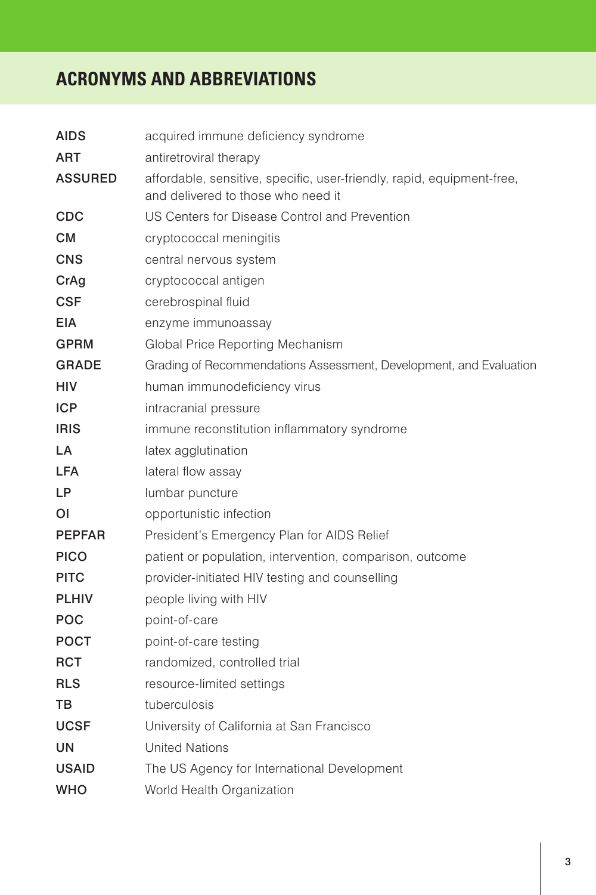# ACRONYMS AND ABBREVIATIONS

| | |
|---|---|
| AIDS | acquired immune deficiency syndrome |
| ART | antiretroviral therapy |
| ASSURED | affordable, sensitive, specific, user-friendly, rapid, equipment-free, and delivered to those who need it |
| CDC | US Centers for Disease Control and Prevention |
| CM | cryptococcal meningitis |
| CNS | central nervous system |
| CrAg | cryptococcal antigen |
| CSF | cerebrospinal fluid |
| EIA | enzyme immunoassay |
| GPRM | Global Price Reporting Mechanism |
| GRADE | Grading of Recommendations Assessment, Development, and Evaluation |
| HIV | human immunodeficiency virus |
| ICP | intracranial pressure |
| IRIS | immune reconstitution inflammatory syndrome |
| LA | latex agglutination |
| LFA | lateral flow assay |
| LP | lumbar puncture |
| OI | opportunistic infection |
| PEPFAR | President's Emergency Plan for AIDS Relief |
| PICO | patient or population, intervention, comparison, outcome |
| PITC | provider-initiated HIV testing and counselling |
| PLHIV | people living with HIV |
| POC | point-of-care |
| POCT | point-of-care testing |
| RCT | randomized, controlled trial |
| RLS | resource-limited settings |
| TB | tuberculosis |
| UCSF | University of California at San Francisco |
| UN | United Nations |
| USAID | The US Agency for International Development |
| WHO | World Health Organization |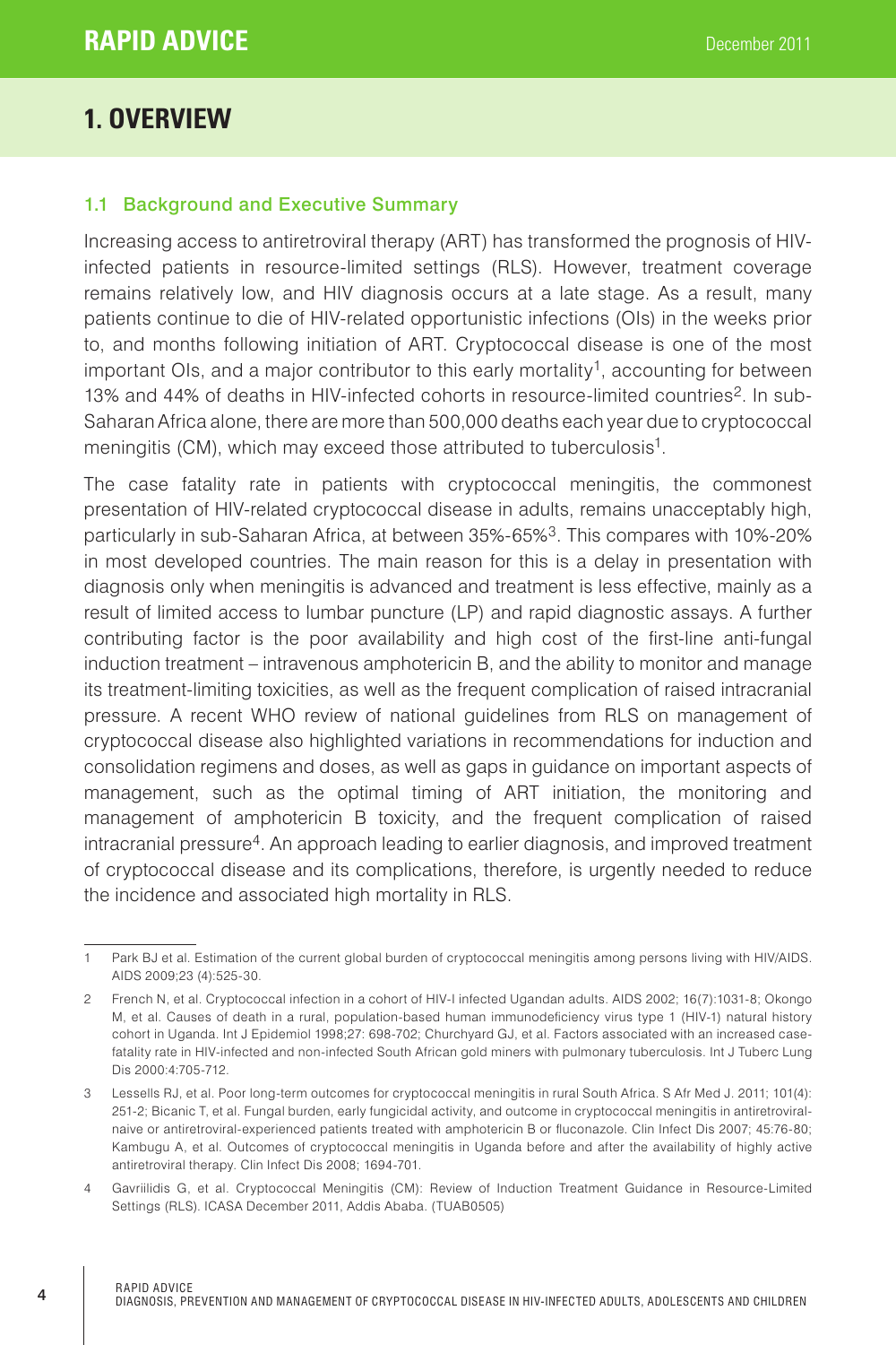# 1. OVERVIEW

## 1.1 Background and Executive Summary

Increasing access to antiretroviral therapy (ART) has transformed the prognosis of HIV-infected patients in resource-limited settings (RLS). However, treatment coverage remains relatively low, and HIV diagnosis occurs at a late stage. As a result, many patients continue to die of HIV-related opportunistic infections (OIs) in the weeks prior to, and months following initiation of ART. Cryptococcal disease is one of the most important OIs, and a major contributor to this early mortality[1], accounting for between 13% and 44% of deaths in HIV-infected cohorts in resource-limited countries[2]. In sub-Saharan Africa alone, there are more than 500,000 deaths each year due to cryptococcal meningitis (CM), which may exceed those attributed to tuberculosis[1].

The case fatality rate in patients with cryptococcal meningitis, the commonest presentation of HIV-related cryptococcal disease in adults, remains unacceptably high, particularly in sub-Saharan Africa, at between 35%-65%[3]. This compares with 10%-20% in most developed countries. The main reason for this is a delay in presentation with diagnosis only when meningitis is advanced and treatment is less effective, mainly as a result of limited access to lumbar puncture (LP) and rapid diagnostic assays. A further contributing factor is the poor availability and high cost of the first-line anti-fungal induction treatment – intravenous amphotericin B, and the ability to monitor and manage its treatment-limiting toxicities, as well as the frequent complication of raised intracranial pressure. A recent WHO review of national guidelines from RLS on management of cryptococcal disease also highlighted variations in recommendations for induction and consolidation regimens and doses, as well as gaps in guidance on important aspects of management, such as the optimal timing of ART initiation, the monitoring and management of amphotericin B toxicity, and the frequent complication of raised intracranial pressure[4]. An approach leading to earlier diagnosis, and improved treatment of cryptococcal disease and its complications, therefore, is urgently needed to reduce the incidence and associated high mortality in RLS.

---

1 Park BJ et al. Estimation of the current global burden of cryptococcal meningitis among persons living with HIV/AIDS. AIDS 2009;23 (4):525-30.

2 French N, et al. Cryptococcal infection in a cohort of HIV-I infected Ugandan adults. AIDS 2002; 16(7):1031-8; Okongo M, et al. Causes of death in a rural, population-based human immunodeficiency virus type 1 (HIV-1) natural history cohort in Uganda. Int J Epidemiol 1998;27: 698-702; Churchyard GJ, et al. Factors associated with an increased case-fatality rate in HIV-infected and non-infected South African gold miners with pulmonary tuberculosis. Int J Tuberc Lung Dis 2000:4:705-712.

3 Lessells RJ, et al. Poor long-term outcomes for cryptococcal meningitis in rural South Africa. S Afr Med J. 2011; 101(4): 251-2; Bicanic T, et al. Fungal burden, early fungicidal activity, and outcome in cryptococcal meningitis in antiretroviral-naive or antiretroviral-experienced patients treated with amphotericin B or fluconazole. Clin Infect Dis 2007; 45:76-80; Kambugu A, et al. Outcomes of cryptococcal meningitis in Uganda before and after the availability of highly active antiretroviral therapy. Clin Infect Dis 2008; 1694-701.

4 Gavriilidis G, et al. Cryptococcal Meningitis (CM): Review of Induction Treatment Guidance in Resource-Limited Settings (RLS). ICASA December 2011, Addis Ababa. (TUAB0505)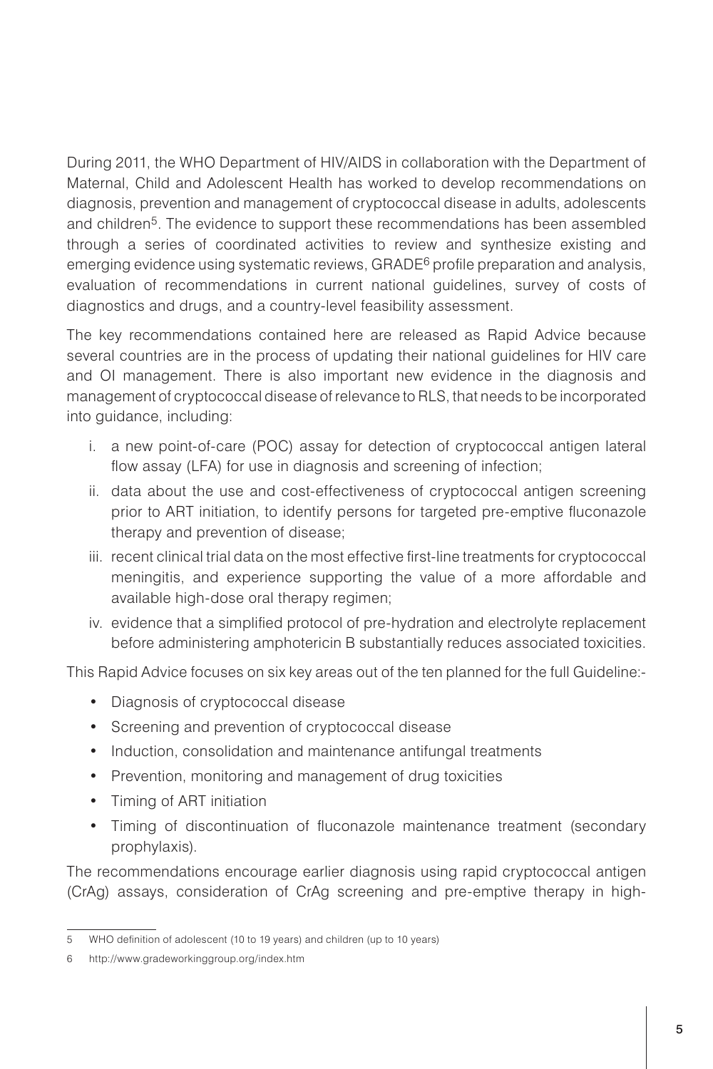During 2011, the WHO Department of HIV/AIDS in collaboration with the Department of Maternal, Child and Adolescent Health has worked to develop recommendations on diagnosis, prevention and management of cryptococcal disease in adults, adolescents and children[5]. The evidence to support these recommendations has been assembled through a series of coordinated activities to review and synthesize existing and emerging evidence using systematic reviews, GRADE[6] profile preparation and analysis, evaluation of recommendations in current national guidelines, survey of costs of diagnostics and drugs, and a country-level feasibility assessment.

The key recommendations contained here are released as Rapid Advice because several countries are in the process of updating their national guidelines for HIV care and OI management. There is also important new evidence in the diagnosis and management of cryptococcal disease of relevance to RLS, that needs to be incorporated into guidance, including:

i. a new point-of-care (POC) assay for detection of cryptococcal antigen lateral flow assay (LFA) for use in diagnosis and screening of infection;
ii. data about the use and cost-effectiveness of cryptococcal antigen screening prior to ART initiation, to identify persons for targeted pre-emptive fluconazole therapy and prevention of disease;
iii. recent clinical trial data on the most effective first-line treatments for cryptococcal meningitis, and experience supporting the value of a more affordable and available high-dose oral therapy regimen;
iv. evidence that a simplified protocol of pre-hydration and electrolyte replacement before administering amphotericin B substantially reduces associated toxicities.

This Rapid Advice focuses on six key areas out of the ten planned for the full Guideline:-

- Diagnosis of cryptococcal disease
- Screening and prevention of cryptococcal disease
- Induction, consolidation and maintenance antifungal treatments
- Prevention, monitoring and management of drug toxicities
- Timing of ART initiation
- Timing of discontinuation of fluconazole maintenance treatment (secondary prophylaxis).

The recommendations encourage earlier diagnosis using rapid cryptococcal antigen (CrAg) assays, consideration of CrAg screening and pre-emptive therapy in high-

5 WHO definition of adolescent (10 to 19 years) and children (up to 10 years)

6 http://www.gradeworkinggroup.org/index.htm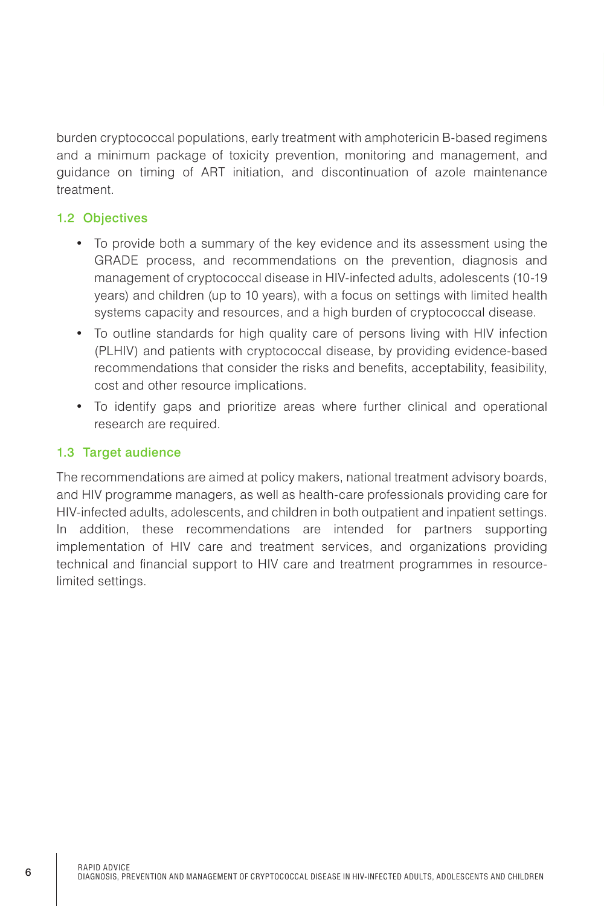burden cryptococcal populations, early treatment with amphotericin B-based regimens and a minimum package of toxicity prevention, monitoring and management, and guidance on timing of ART initiation, and discontinuation of azole maintenance treatment.

### 1.2 Objectives

- To provide both a summary of the key evidence and its assessment using the GRADE process, and recommendations on the prevention, diagnosis and management of cryptococcal disease in HIV-infected adults, adolescents (10-19 years) and children (up to 10 years), with a focus on settings with limited health systems capacity and resources, and a high burden of cryptococcal disease.
- To outline standards for high quality care of persons living with HIV infection (PLHIV) and patients with cryptococcal disease, by providing evidence-based recommendations that consider the risks and benefits, acceptability, feasibility, cost and other resource implications.
- To identify gaps and prioritize areas where further clinical and operational research are required.

### 1.3 Target audience

The recommendations are aimed at policy makers, national treatment advisory boards, and HIV programme managers, as well as health-care professionals providing care for HIV-infected adults, adolescents, and children in both outpatient and inpatient settings. In addition, these recommendations are intended for partners supporting implementation of HIV care and treatment services, and organizations providing technical and financial support to HIV care and treatment programmes in resource-limited settings.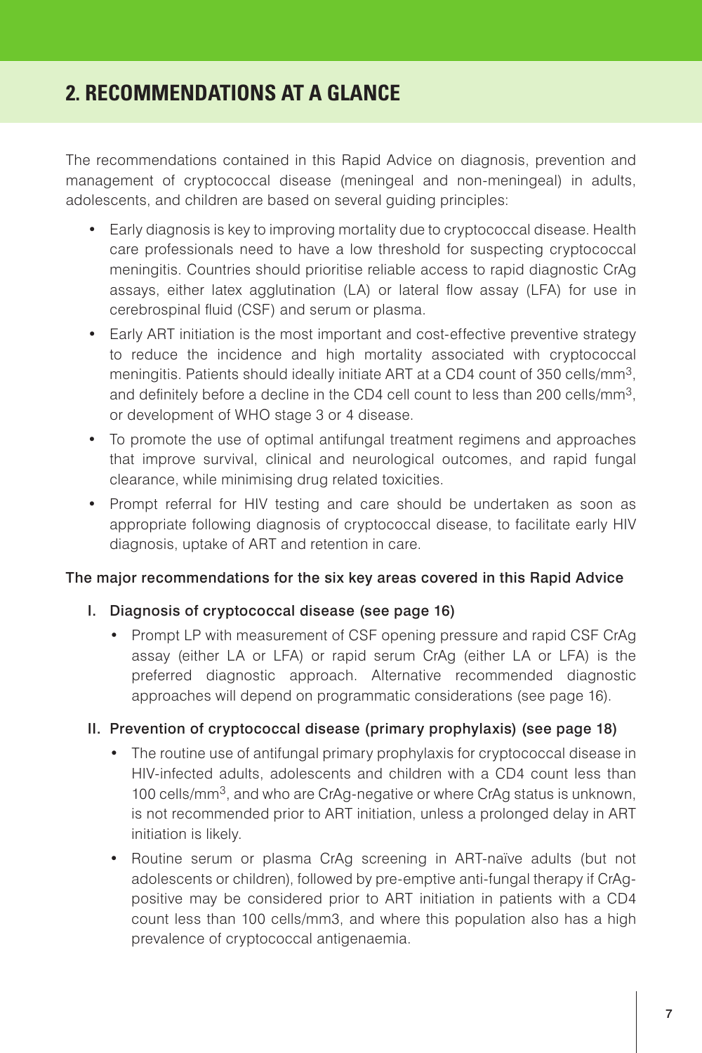## 2. RECOMMENDATIONS AT A GLANCE

The recommendations contained in this Rapid Advice on diagnosis, prevention and management of cryptococcal disease (meningeal and non-meningeal) in adults, adolescents, and children are based on several guiding principles:

- Early diagnosis is key to improving mortality due to cryptococcal disease. Health care professionals need to have a low threshold for suspecting cryptococcal meningitis. Countries should prioritise reliable access to rapid diagnostic CrAg assays, either latex agglutination (LA) or lateral flow assay (LFA) for use in cerebrospinal fluid (CSF) and serum or plasma.
- Early ART initiation is the most important and cost-effective preventive strategy to reduce the incidence and high mortality associated with cryptococcal meningitis. Patients should ideally initiate ART at a CD4 count of 350 cells/mm$^3$, and definitely before a decline in the CD4 cell count to less than 200 cells/mm$^3$, or development of WHO stage 3 or 4 disease.
- To promote the use of optimal antifungal treatment regimens and approaches that improve survival, clinical and neurological outcomes, and rapid fungal clearance, while minimising drug related toxicities.
- Prompt referral for HIV testing and care should be undertaken as soon as appropriate following diagnosis of cryptococcal disease, to facilitate early HIV diagnosis, uptake of ART and retention in care.

The major recommendations for the six key areas covered in this Rapid Advice

I. Diagnosis of cryptococcal disease (see page 16)

- Prompt LP with measurement of CSF opening pressure and rapid CSF CrAg assay (either LA or LFA) or rapid serum CrAg (either LA or LFA) is the preferred diagnostic approach. Alternative recommended diagnostic approaches will depend on programmatic considerations (see page 16).

II. Prevention of cryptococcal disease (primary prophylaxis) (see page 18)

- The routine use of antifungal primary prophylaxis for cryptococcal disease in HIV-infected adults, adolescents and children with a CD4 count less than 100 cells/mm$^3$, and who are CrAg-negative or where CrAg status is unknown, is not recommended prior to ART initiation, unless a prolonged delay in ART initiation is likely.
- Routine serum or plasma CrAg screening in ART-naïve adults (but not adolescents or children), followed by pre-emptive anti-fungal therapy if CrAg-positive may be considered prior to ART initiation in patients with a CD4 count less than 100 cells/mm3, and where this population also has a high prevalence of cryptococcal antigenaemia.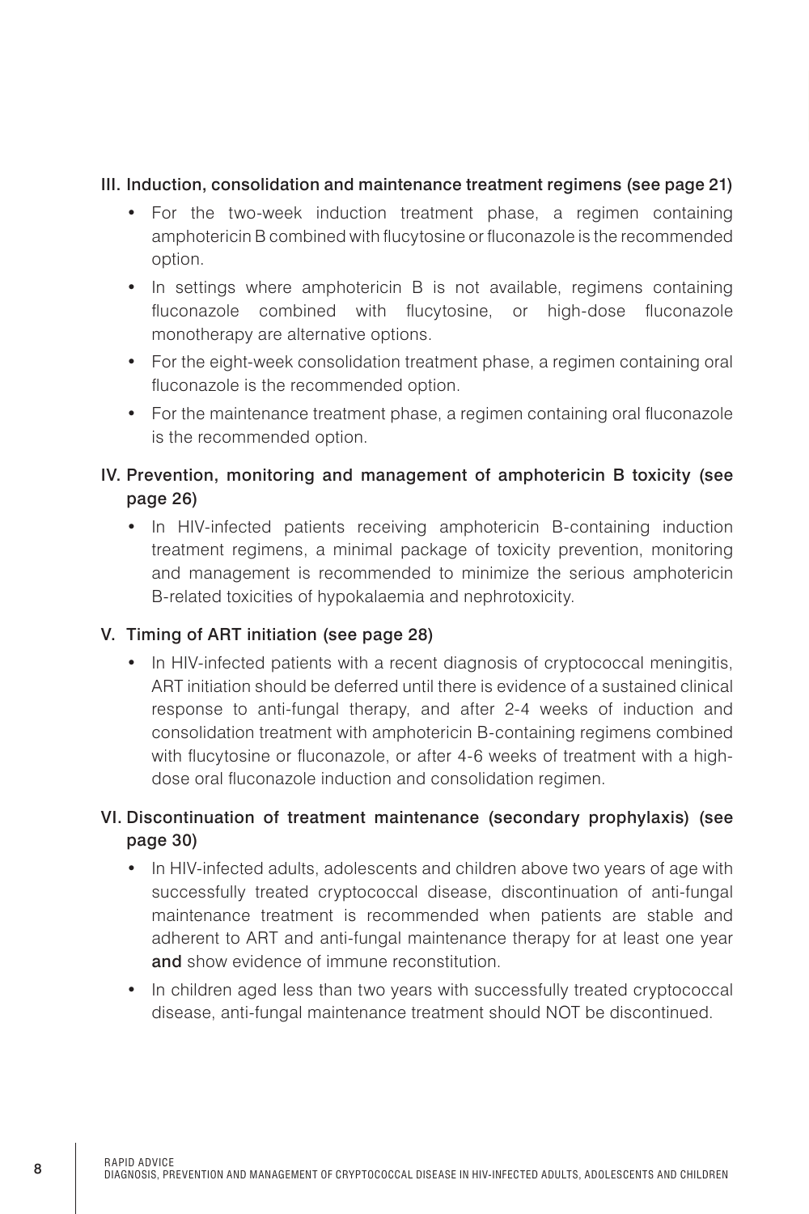### III. Induction, consolidation and maintenance treatment regimens (see page 21)

- For the two-week induction treatment phase, a regimen containing amphotericin B combined with flucytosine or fluconazole is the recommended option.
- In settings where amphotericin B is not available, regimens containing fluconazole combined with flucytosine, or high-dose fluconazole monotherapy are alternative options.
- For the eight-week consolidation treatment phase, a regimen containing oral fluconazole is the recommended option.
- For the maintenance treatment phase, a regimen containing oral fluconazole is the recommended option.

### IV. Prevention, monitoring and management of amphotericin B toxicity (see page 26)

- In HIV-infected patients receiving amphotericin B-containing induction treatment regimens, a minimal package of toxicity prevention, monitoring and management is recommended to minimize the serious amphotericin B-related toxicities of hypokalaemia and nephrotoxicity.

### V. Timing of ART initiation (see page 28)

- In HIV-infected patients with a recent diagnosis of cryptococcal meningitis, ART initiation should be deferred until there is evidence of a sustained clinical response to anti-fungal therapy, and after 2-4 weeks of induction and consolidation treatment with amphotericin B-containing regimens combined with flucytosine or fluconazole, or after 4-6 weeks of treatment with a high-dose oral fluconazole induction and consolidation regimen.

### VI. Discontinuation of treatment maintenance (secondary prophylaxis) (see page 30)

- In HIV-infected adults, adolescents and children above two years of age with successfully treated cryptococcal disease, discontinuation of anti-fungal maintenance treatment is recommended when patients are stable and adherent to ART and anti-fungal maintenance therapy for at least one year **and** show evidence of immune reconstitution.
- In children aged less than two years with successfully treated cryptococcal disease, anti-fungal maintenance treatment should NOT be discontinued.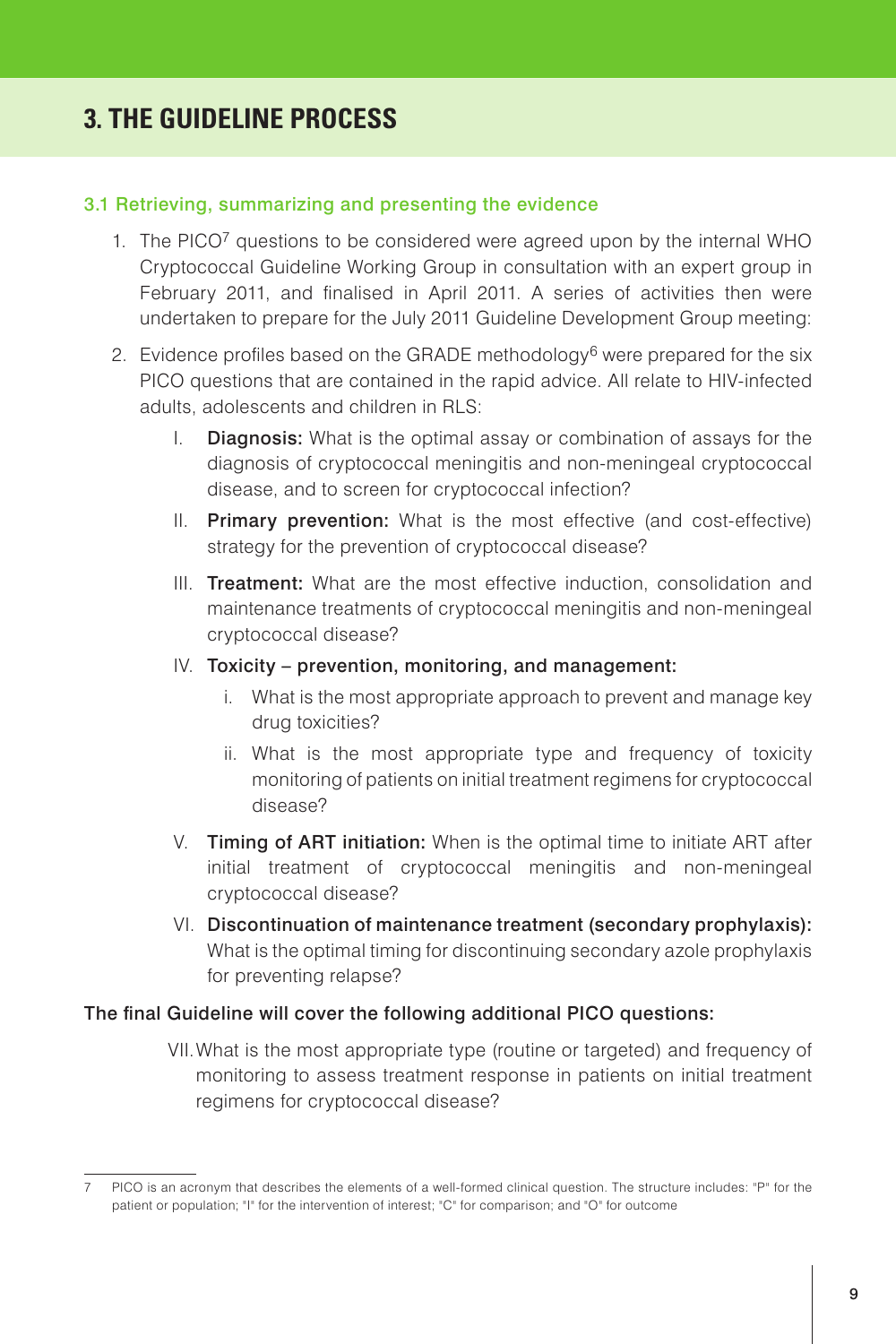# 3. THE GUIDELINE PROCESS

## 3.1 Retrieving, summarizing and presenting the evidence

1. The PICO[7] questions to be considered were agreed upon by the internal WHO Cryptococcal Guideline Working Group in consultation with an expert group in February 2011, and finalised in April 2011. A series of activities then were undertaken to prepare for the July 2011 Guideline Development Group meeting:

2. Evidence profiles based on the GRADE methodology[6] were prepared for the six PICO questions that are contained in the rapid advice. All relate to HIV-infected adults, adolescents and children in RLS:

   I. **Diagnosis:** What is the optimal assay or combination of assays for the diagnosis of cryptococcal meningitis and non-meningeal cryptococcal disease, and to screen for cryptococcal infection?

   II. **Primary prevention:** What is the most effective (and cost-effective) strategy for the prevention of cryptococcal disease?

   III. **Treatment:** What are the most effective induction, consolidation and maintenance treatments of cryptococcal meningitis and non-meningeal cryptococcal disease?

   IV. **Toxicity – prevention, monitoring, and management:**

      i. What is the most appropriate approach to prevent and manage key drug toxicities?

      ii. What is the most appropriate type and frequency of toxicity monitoring of patients on initial treatment regimens for cryptococcal disease?

   V. **Timing of ART initiation:** When is the optimal time to initiate ART after initial treatment of cryptococcal meningitis and non-meningeal cryptococcal disease?

   VI. **Discontinuation of maintenance treatment (secondary prophylaxis):** What is the optimal timing for discontinuing secondary azole prophylaxis for preventing relapse?

The final Guideline will cover the following additional PICO questions:

   VII. What is the most appropriate type (routine or targeted) and frequency of monitoring to assess treatment response in patients on initial treatment regimens for cryptococcal disease?

---

7 PICO is an acronym that describes the elements of a well-formed clinical question. The structure includes: "P" for the patient or population; "I" for the intervention of interest; "C" for comparison; and "O" for outcome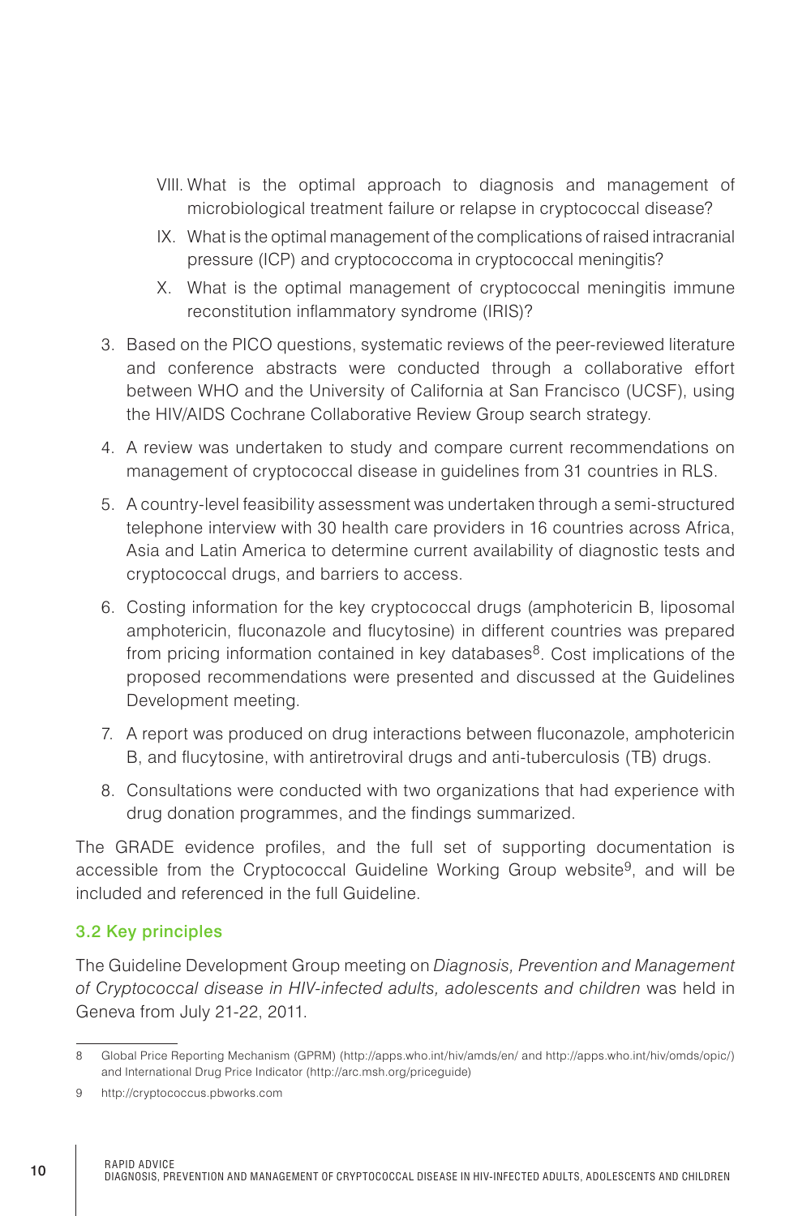VIII. What is the optimal approach to diagnosis and management of microbiological treatment failure or relapse in cryptococcal disease?

IX. What is the optimal management of the complications of raised intracranial pressure (ICP) and cryptococcoma in cryptococcal meningitis?

X. What is the optimal management of cryptococcal meningitis immune reconstitution inflammatory syndrome (IRIS)?

3. Based on the PICO questions, systematic reviews of the peer-reviewed literature and conference abstracts were conducted through a collaborative effort between WHO and the University of California at San Francisco (UCSF), using the HIV/AIDS Cochrane Collaborative Review Group search strategy.
4. A review was undertaken to study and compare current recommendations on management of cryptococcal disease in guidelines from 31 countries in RLS.
5. A country-level feasibility assessment was undertaken through a semi-structured telephone interview with 30 health care providers in 16 countries across Africa, Asia and Latin America to determine current availability of diagnostic tests and cryptococcal drugs, and barriers to access.
6. Costing information for the key cryptococcal drugs (amphotericin B, liposomal amphotericin, fluconazole and flucytosine) in different countries was prepared from pricing information contained in key databases[8]. Cost implications of the proposed recommendations were presented and discussed at the Guidelines Development meeting.
7. A report was produced on drug interactions between fluconazole, amphotericin B, and flucytosine, with antiretroviral drugs and anti-tuberculosis (TB) drugs.
8. Consultations were conducted with two organizations that had experience with drug donation programmes, and the findings summarized.

The GRADE evidence profiles, and the full set of supporting documentation is accessible from the Cryptococcal Guideline Working Group website[9], and will be included and referenced in the full Guideline.

### 3.2 Key principles

The Guideline Development Group meeting on *Diagnosis, Prevention and Management of Cryptococcal disease in HIV-infected adults, adolescents and children* was held in Geneva from July 21-22, 2011.

---

8 Global Price Reporting Mechanism (GPRM) (http://apps.who.int/hiv/amds/en/ and http://apps.who.int/hiv/omds/opic/) and International Drug Price Indicator (http://arc.msh.org/priceguide)

9 http://cryptococcus.pbworks.com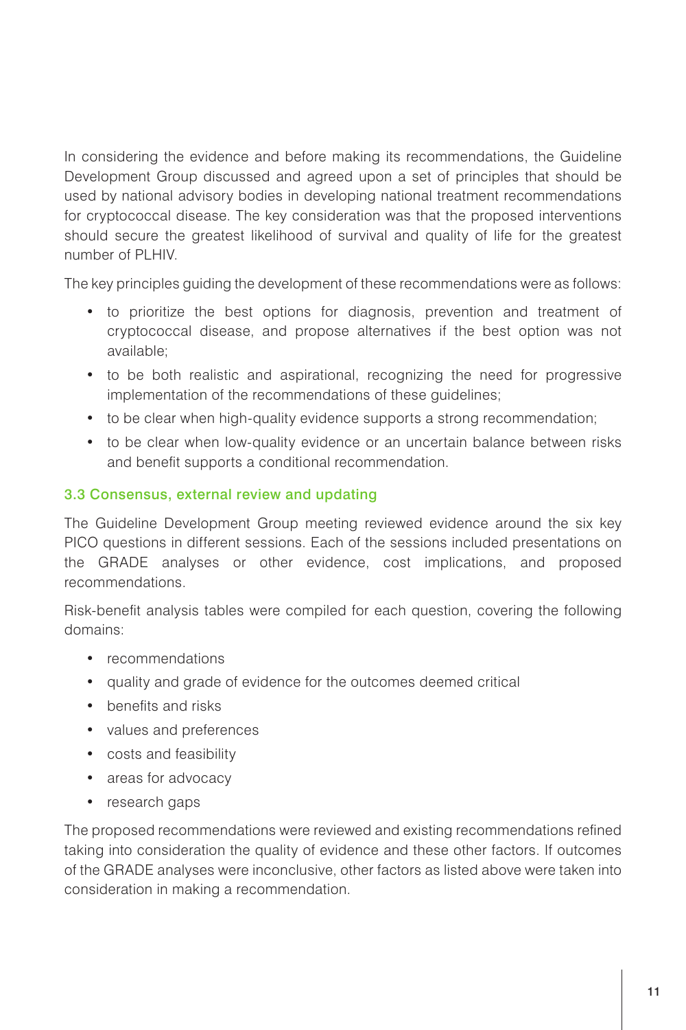In considering the evidence and before making its recommendations, the Guideline Development Group discussed and agreed upon a set of principles that should be used by national advisory bodies in developing national treatment recommendations for cryptococcal disease. The key consideration was that the proposed interventions should secure the greatest likelihood of survival and quality of life for the greatest number of PLHIV.

The key principles guiding the development of these recommendations were as follows:

- to prioritize the best options for diagnosis, prevention and treatment of cryptococcal disease, and propose alternatives if the best option was not available;
- to be both realistic and aspirational, recognizing the need for progressive implementation of the recommendations of these guidelines;
- to be clear when high-quality evidence supports a strong recommendation;
- to be clear when low-quality evidence or an uncertain balance between risks and benefit supports a conditional recommendation.

### 3.3 Consensus, external review and updating

The Guideline Development Group meeting reviewed evidence around the six key PICO questions in different sessions. Each of the sessions included presentations on the GRADE analyses or other evidence, cost implications, and proposed recommendations.

Risk-benefit analysis tables were compiled for each question, covering the following domains:

- recommendations
- quality and grade of evidence for the outcomes deemed critical
- benefits and risks
- values and preferences
- costs and feasibility
- areas for advocacy
- research gaps

The proposed recommendations were reviewed and existing recommendations refined taking into consideration the quality of evidence and these other factors. If outcomes of the GRADE analyses were inconclusive, other factors as listed above were taken into consideration in making a recommendation.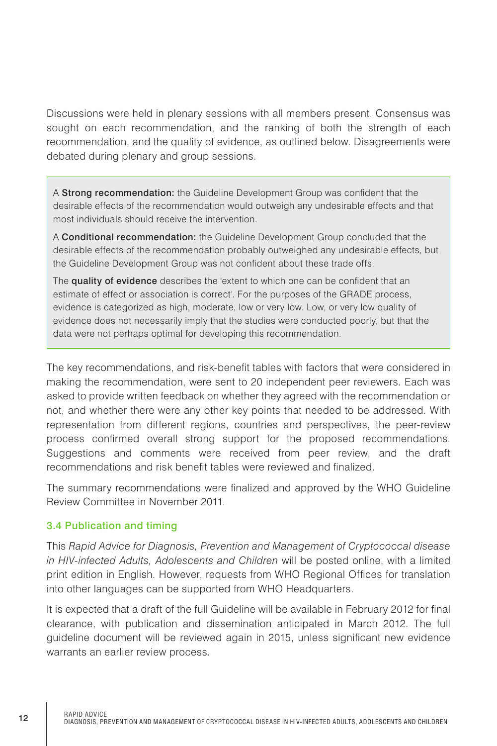Discussions were held in plenary sessions with all members present. Consensus was sought on each recommendation, and the ranking of both the strength of each recommendation, and the quality of evidence, as outlined below. Disagreements were debated during plenary and group sessions.

> A **Strong recommendation:** the Guideline Development Group was confident that the desirable effects of the recommendation would outweigh any undesirable effects and that most individuals should receive the intervention.
>
> A **Conditional recommendation:** the Guideline Development Group concluded that the desirable effects of the recommendation probably outweighed any undesirable effects, but the Guideline Development Group was not confident about these trade offs.
>
> The **quality of evidence** describes the 'extent to which one can be confident that an estimate of effect or association is correct'. For the purposes of the GRADE process, evidence is categorized as high, moderate, low or very low. Low, or very low quality of evidence does not necessarily imply that the studies were conducted poorly, but that the data were not perhaps optimal for developing this recommendation.

The key recommendations, and risk-benefit tables with factors that were considered in making the recommendation, were sent to 20 independent peer reviewers. Each was asked to provide written feedback on whether they agreed with the recommendation or not, and whether there were any other key points that needed to be addressed. With representation from different regions, countries and perspectives, the peer-review process confirmed overall strong support for the proposed recommendations. Suggestions and comments were received from peer review, and the draft recommendations and risk benefit tables were reviewed and finalized.

The summary recommendations were finalized and approved by the WHO Guideline Review Committee in November 2011.

### 3.4 Publication and timing

This *Rapid Advice for Diagnosis, Prevention and Management of Cryptococcal disease in HIV-infected Adults, Adolescents and Children* will be posted online, with a limited print edition in English. However, requests from WHO Regional Offices for translation into other languages can be supported from WHO Headquarters.

It is expected that a draft of the full Guideline will be available in February 2012 for final clearance, with publication and dissemination anticipated in March 2012. The full guideline document will be reviewed again in 2015, unless significant new evidence warrants an earlier review process.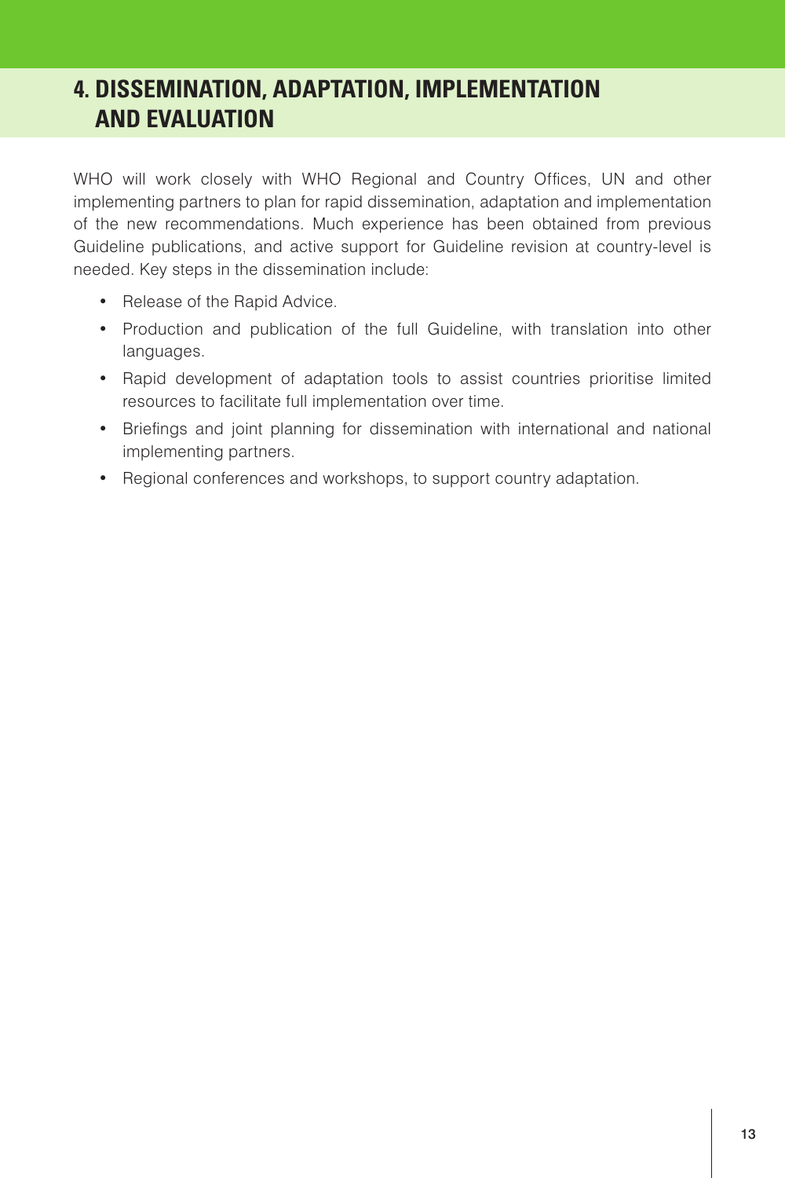# 4. DISSEMINATION, ADAPTATION, IMPLEMENTATION AND EVALUATION

WHO will work closely with WHO Regional and Country Offices, UN and other implementing partners to plan for rapid dissemination, adaptation and implementation of the new recommendations. Much experience has been obtained from previous Guideline publications, and active support for Guideline revision at country-level is needed. Key steps in the dissemination include:

- Release of the Rapid Advice.
- Production and publication of the full Guideline, with translation into other languages.
- Rapid development of adaptation tools to assist countries prioritise limited resources to facilitate full implementation over time.
- Briefings and joint planning for dissemination with international and national implementing partners.
- Regional conferences and workshops, to support country adaptation.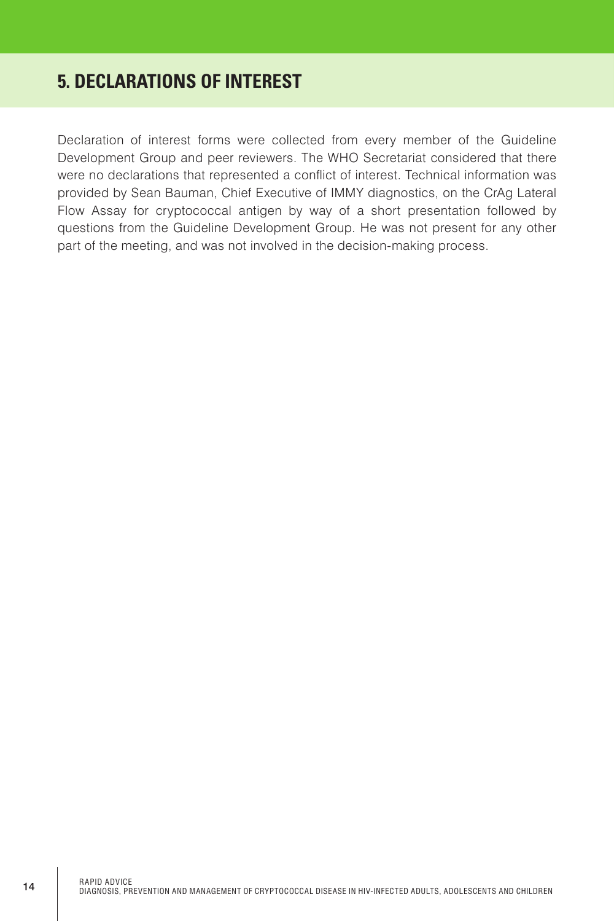# 5. DECLARATIONS OF INTEREST

Declaration of interest forms were collected from every member of the Guideline Development Group and peer reviewers. The WHO Secretariat considered that there were no declarations that represented a conflict of interest. Technical information was provided by Sean Bauman, Chief Executive of IMMY diagnostics, on the CrAg Lateral Flow Assay for cryptococcal antigen by way of a short presentation followed by questions from the Guideline Development Group. He was not present for any other part of the meeting, and was not involved in the decision-making process.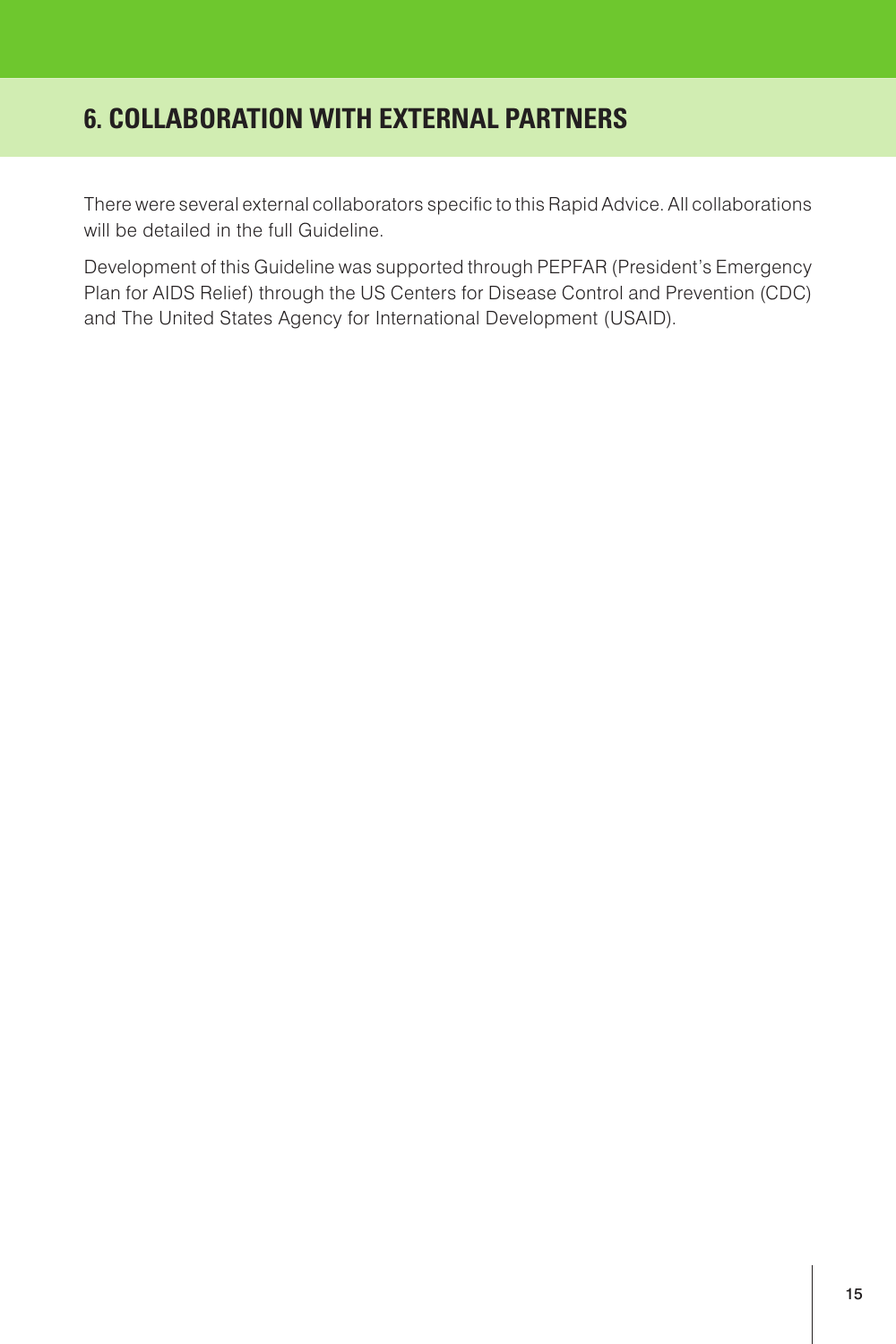# 6. COLLABORATION WITH EXTERNAL PARTNERS

There were several external collaborators specific to this Rapid Advice. All collaborations will be detailed in the full Guideline.

Development of this Guideline was supported through PEPFAR (President's Emergency Plan for AIDS Relief) through the US Centers for Disease Control and Prevention (CDC) and The United States Agency for International Development (USAID).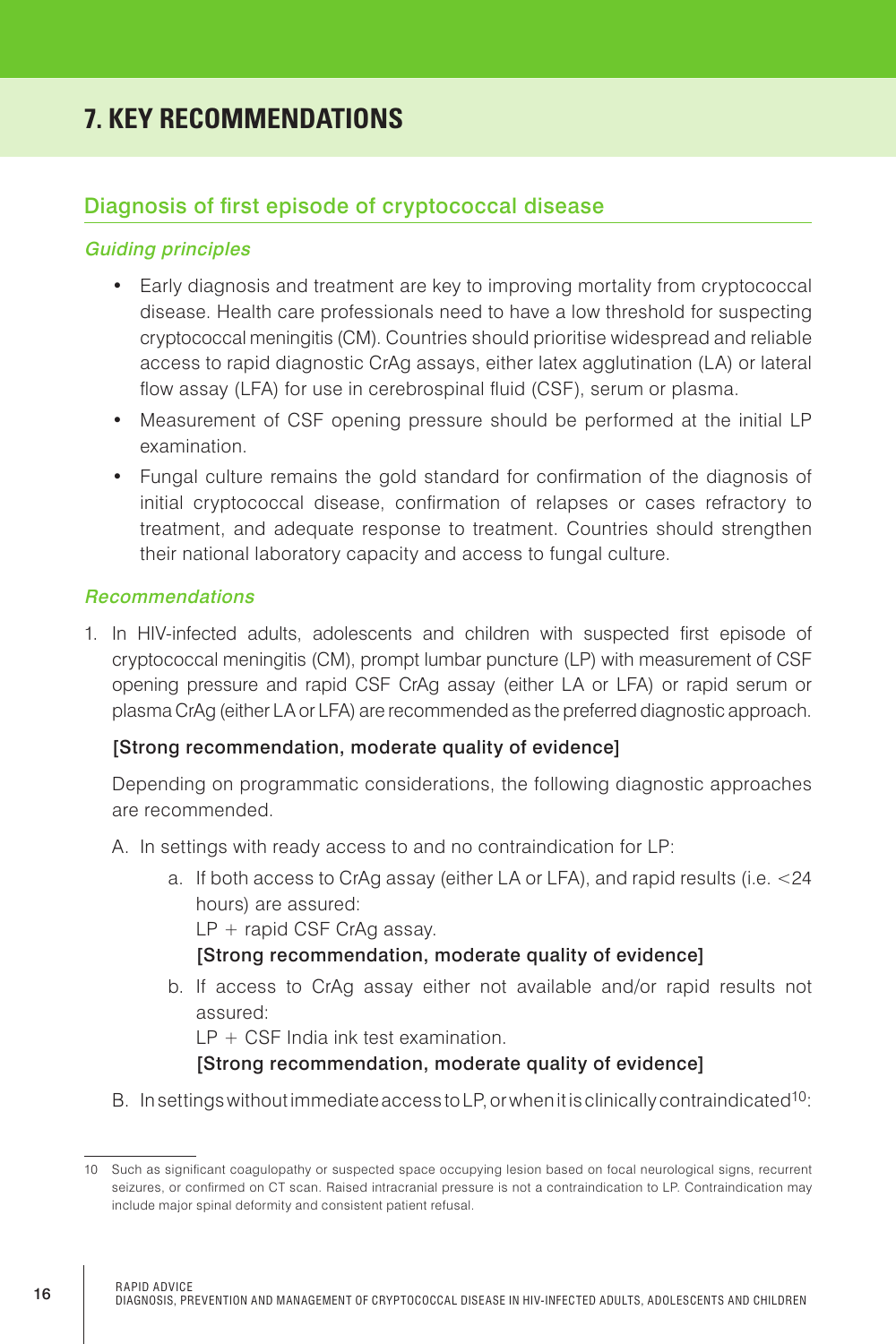# 7. KEY RECOMMENDATIONS

## Diagnosis of first episode of cryptococcal disease

### *Guiding principles*

- Early diagnosis and treatment are key to improving mortality from cryptococcal disease. Health care professionals need to have a low threshold for suspecting cryptococcal meningitis (CM). Countries should prioritise widespread and reliable access to rapid diagnostic CrAg assays, either latex agglutination (LA) or lateral flow assay (LFA) for use in cerebrospinal fluid (CSF), serum or plasma.
- Measurement of CSF opening pressure should be performed at the initial LP examination.
- Fungal culture remains the gold standard for confirmation of the diagnosis of initial cryptococcal disease, confirmation of relapses or cases refractory to treatment, and adequate response to treatment. Countries should strengthen their national laboratory capacity and access to fungal culture.

### *Recommendations*

1. In HIV-infected adults, adolescents and children with suspected first episode of cryptococcal meningitis (CM), prompt lumbar puncture (LP) with measurement of CSF opening pressure and rapid CSF CrAg assay (either LA or LFA) or rapid serum or plasma CrAg (either LA or LFA) are recommended as the preferred diagnostic approach.

   **[Strong recommendation, moderate quality of evidence]**

   Depending on programmatic considerations, the following diagnostic approaches are recommended.

   A. In settings with ready access to and no contraindication for LP:

      a. If both access to CrAg assay (either LA or LFA), and rapid results (i.e. <24 hours) are assured:
         LP + rapid CSF CrAg assay.
         **[Strong recommendation, moderate quality of evidence]**

      b. If access to CrAg assay either not available and/or rapid results not assured:
         LP + CSF India ink test examination.
         **[Strong recommendation, moderate quality of evidence]**

   B. In settings without immediate access to LP, or when it is clinically contraindicated[10]:

---

10 Such as significant coagulopathy or suspected space occupying lesion based on focal neurological signs, recurrent seizures, or confirmed on CT scan. Raised intracranial pressure is not a contraindication to LP. Contraindication may include major spinal deformity and consistent patient refusal.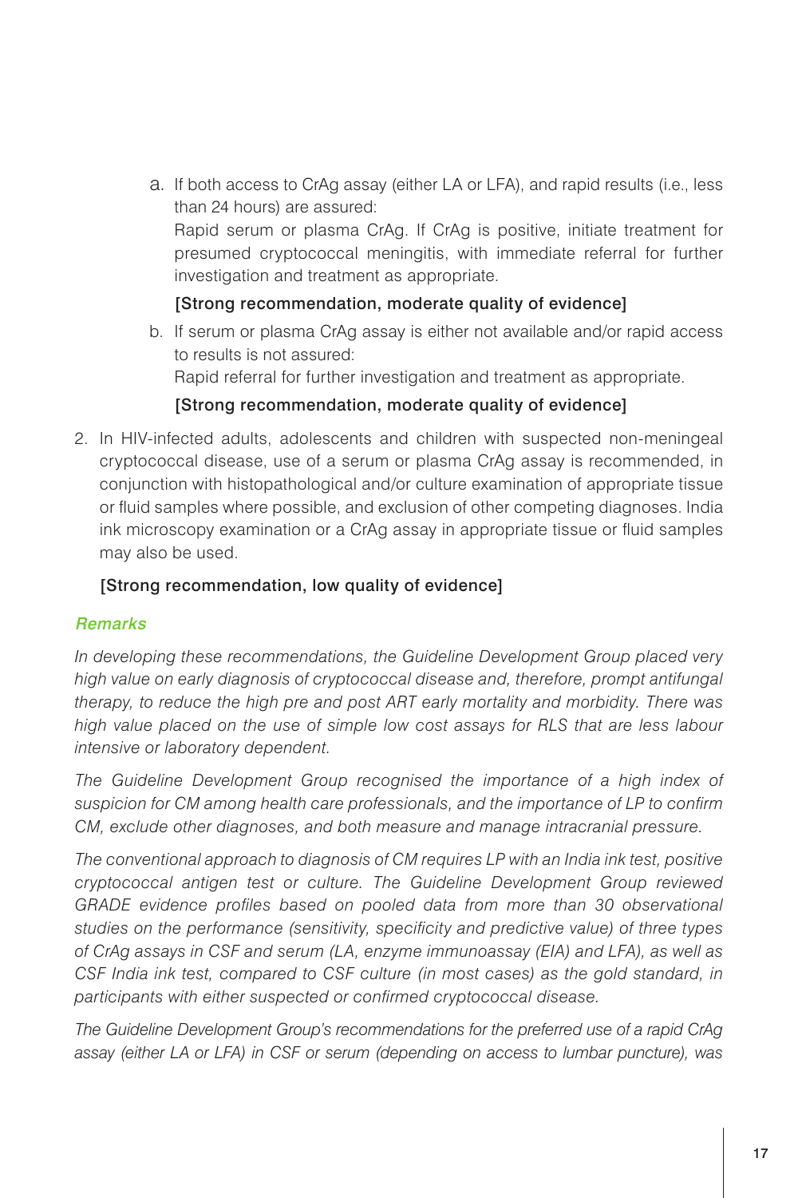a. If both access to CrAg assay (either LA or LFA), and rapid results (i.e., less than 24 hours) are assured:
   Rapid serum or plasma CrAg. If CrAg is positive, initiate treatment for presumed cryptococcal meningitis, with immediate referral for further investigation and treatment as appropriate.

   **[Strong recommendation, moderate quality of evidence]**

b. If serum or plasma CrAg assay is either not available and/or rapid access to results is not assured:
   Rapid referral for further investigation and treatment as appropriate.

   **[Strong recommendation, moderate quality of evidence]**

2. In HIV-infected adults, adolescents and children with suspected non-meningeal cryptococcal disease, use of a serum or plasma CrAg assay is recommended, in conjunction with histopathological and/or culture examination of appropriate tissue or fluid samples where possible, and exclusion of other competing diagnoses. India ink microscopy examination or a CrAg assay in appropriate tissue or fluid samples may also be used.

   **[Strong recommendation, low quality of evidence]**

***Remarks***

*In developing these recommendations, the Guideline Development Group placed very high value on early diagnosis of cryptococcal disease and, therefore, prompt antifungal therapy, to reduce the high pre and post ART early mortality and morbidity. There was high value placed on the use of simple low cost assays for RLS that are less labour intensive or laboratory dependent.*

*The Guideline Development Group recognised the importance of a high index of suspicion for CM among health care professionals, and the importance of LP to confirm CM, exclude other diagnoses, and both measure and manage intracranial pressure.*

*The conventional approach to diagnosis of CM requires LP with an India ink test, positive cryptococcal antigen test or culture. The Guideline Development Group reviewed GRADE evidence profiles based on pooled data from more than 30 observational studies on the performance (sensitivity, specificity and predictive value) of three types of CrAg assays in CSF and serum (LA, enzyme immunoassay (EIA) and LFA), as well as CSF India ink test, compared to CSF culture (in most cases) as the gold standard, in participants with either suspected or confirmed cryptococcal disease.*

*The Guideline Development Group's recommendations for the preferred use of a rapid CrAg assay (either LA or LFA) in CSF or serum (depending on access to lumbar puncture), was*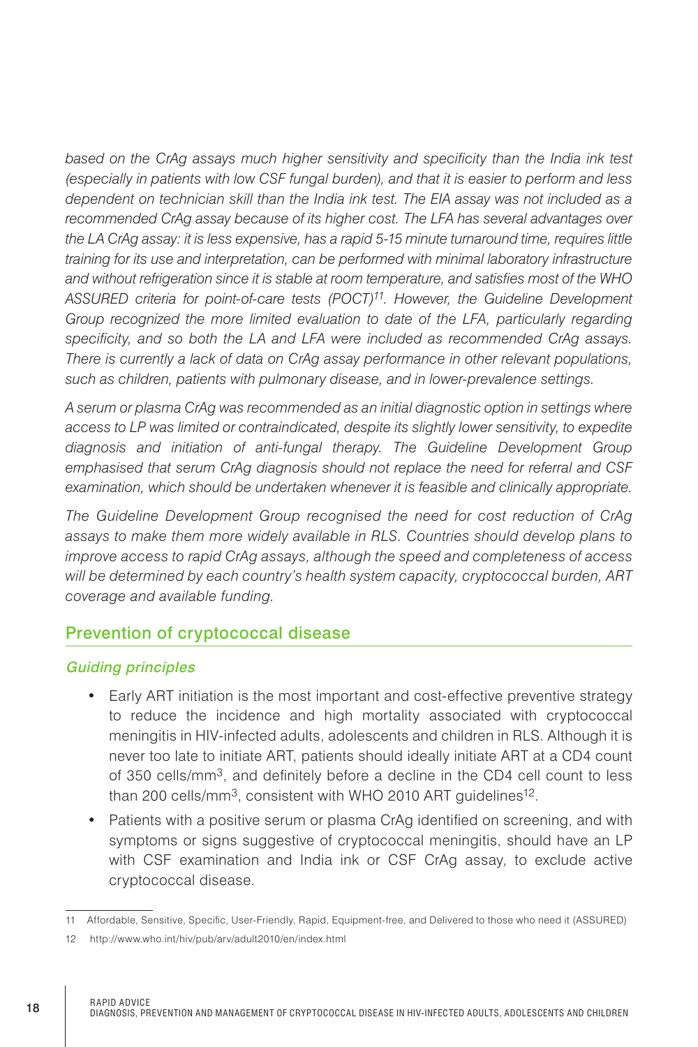*based on the CrAg assays much higher sensitivity and specificity than the India ink test (especially in patients with low CSF fungal burden), and that it is easier to perform and less dependent on technician skill than the India ink test. The EIA assay was not included as a recommended CrAg assay because of its higher cost. The LFA has several advantages over the LA CrAg assay: it is less expensive, has a rapid 5-15 minute turnaround time, requires little training for its use and interpretation, can be performed with minimal laboratory infrastructure and without refrigeration since it is stable at room temperature, and satisfies most of the WHO ASSURED criteria for point-of-care tests (POCT)[11]. However, the Guideline Development Group recognized the more limited evaluation to date of the LFA, particularly regarding specificity, and so both the LA and LFA were included as recommended CrAg assays. There is currently a lack of data on CrAg assay performance in other relevant populations, such as children, patients with pulmonary disease, and in lower-prevalence settings.*

*A serum or plasma CrAg was recommended as an initial diagnostic option in settings where access to LP was limited or contraindicated, despite its slightly lower sensitivity, to expedite diagnosis and initiation of anti-fungal therapy. The Guideline Development Group emphasised that serum CrAg diagnosis should not replace the need for referral and CSF examination, which should be undertaken whenever it is feasible and clinically appropriate.*

*The Guideline Development Group recognised the need for cost reduction of CrAg assays to make them more widely available in RLS. Countries should develop plans to improve access to rapid CrAg assays, although the speed and completeness of access will be determined by each country's health system capacity, cryptococcal burden, ART coverage and available funding.*

## Prevention of cryptococcal disease

### *Guiding principles*

- Early ART initiation is the most important and cost-effective preventive strategy to reduce the incidence and high mortality associated with cryptococcal meningitis in HIV-infected adults, adolescents and children in RLS. Although it is never too late to initiate ART, patients should ideally initiate ART at a CD4 count of 350 cells/mm$^3$, and definitely before a decline in the CD4 cell count to less than 200 cells/mm$^3$, consistent with WHO 2010 ART guidelines[12].
- Patients with a positive serum or plasma CrAg identified on screening, and with symptoms or signs suggestive of cryptococcal meningitis, should have an LP with CSF examination and India ink or CSF CrAg assay, to exclude active cryptococcal disease.

---

11 Affordable, Sensitive, Specific, User-Friendly, Rapid, Equipment-free, and Delivered to those who need it (ASSURED)

12 http://www.who.int/hiv/pub/arv/adult2010/en/index.html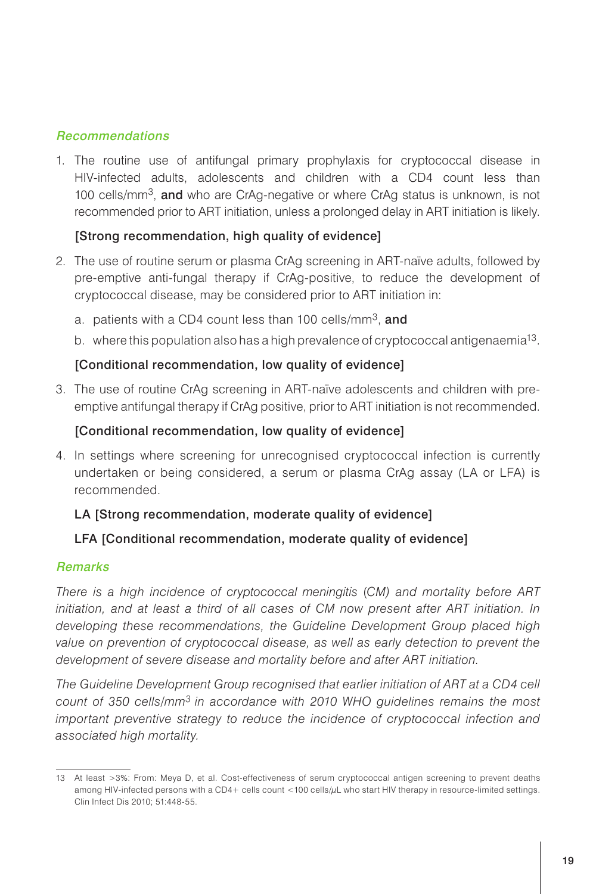### *Recommendations*

1. The routine use of antifungal primary prophylaxis for cryptococcal disease in HIV-infected adults, adolescents and children with a CD4 count less than 100 cells/$mm^3$, **and** who are CrAg-negative or where CrAg status is unknown, is not recommended prior to ART initiation, unless a prolonged delay in ART initiation is likely.

   [Strong recommendation, high quality of evidence]

2. The use of routine serum or plasma CrAg screening in ART-naïve adults, followed by pre-emptive anti-fungal therapy if CrAg-positive, to reduce the development of cryptococcal disease, may be considered prior to ART initiation in:

   a. patients with a CD4 count less than 100 cells/$mm^3$, **and**

   b. where this population also has a high prevalence of cryptococcal antigenaemia[13].

   [Conditional recommendation, low quality of evidence]

3. The use of routine CrAg screening in ART-naïve adolescents and children with pre-emptive antifungal therapy if CrAg positive, prior to ART initiation is not recommended.

   [Conditional recommendation, low quality of evidence]

4. In settings where screening for unrecognised cryptococcal infection is currently undertaken or being considered, a serum or plasma CrAg assay (LA or LFA) is recommended.

   LA [Strong recommendation, moderate quality of evidence]

   LFA [Conditional recommendation, moderate quality of evidence]

### *Remarks*

*There is a high incidence of cryptococcal meningitis (CM) and mortality before ART initiation, and at least a third of all cases of CM now present after ART initiation. In developing these recommendations, the Guideline Development Group placed high value on prevention of cryptococcal disease, as well as early detection to prevent the development of severe disease and mortality before and after ART initiation.*

*The Guideline Development Group recognised that earlier initiation of ART at a CD4 cell count of 350 cells/$mm^3$ in accordance with 2010 WHO guidelines remains the most important preventive strategy to reduce the incidence of cryptococcal infection and associated high mortality.*

---

13 At least >3%: From: Meya D, et al. Cost-effectiveness of serum cryptococcal antigen screening to prevent deaths among HIV-infected persons with a CD4+ cells count <100 cells/μL who start HIV therapy in resource-limited settings. Clin Infect Dis 2010; 51:448-55.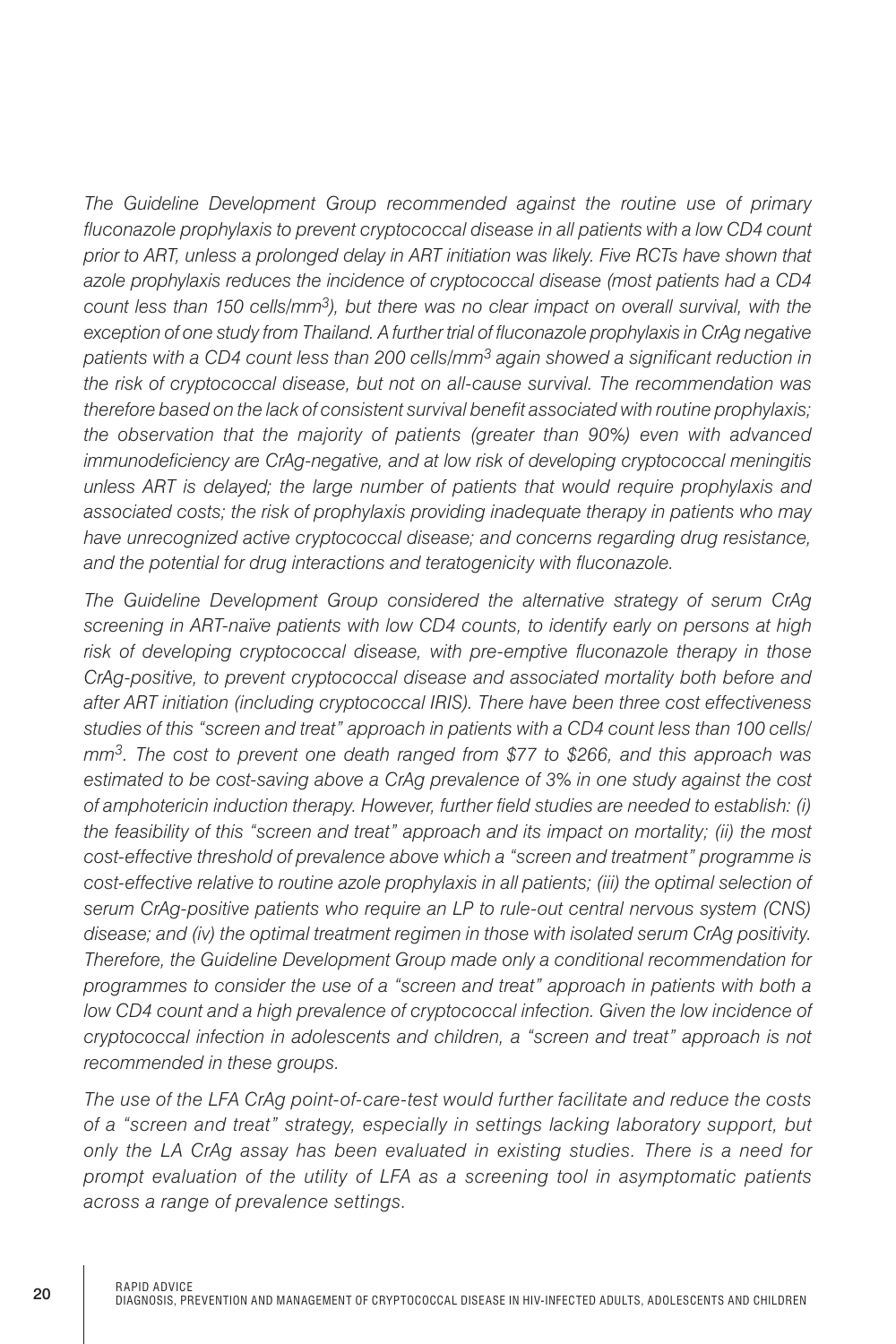*The Guideline Development Group recommended against the routine use of primary fluconazole prophylaxis to prevent cryptococcal disease in all patients with a low CD4 count prior to ART, unless a prolonged delay in ART initiation was likely. Five RCTs have shown that azole prophylaxis reduces the incidence of cryptococcal disease (most patients had a CD4 count less than 150 cells/mm$^3$), but there was no clear impact on overall survival, with the exception of one study from Thailand. A further trial of fluconazole prophylaxis in CrAg negative patients with a CD4 count less than 200 cells/mm$^3$ again showed a significant reduction in the risk of cryptococcal disease, but not on all-cause survival. The recommendation was therefore based on the lack of consistent survival benefit associated with routine prophylaxis; the observation that the majority of patients (greater than 90%) even with advanced immunodeficiency are CrAg-negative, and at low risk of developing cryptococcal meningitis unless ART is delayed; the large number of patients that would require prophylaxis and associated costs; the risk of prophylaxis providing inadequate therapy in patients who may have unrecognized active cryptococcal disease; and concerns regarding drug resistance, and the potential for drug interactions and teratogenicity with fluconazole.*

*The Guideline Development Group considered the alternative strategy of serum CrAg screening in ART-naïve patients with low CD4 counts, to identify early on persons at high risk of developing cryptococcal disease, with pre-emptive fluconazole therapy in those CrAg-positive, to prevent cryptococcal disease and associated mortality both before and after ART initiation (including cryptococcal IRIS). There have been three cost effectiveness studies of this "screen and treat" approach in patients with a CD4 count less than 100 cells/mm$^3$. The cost to prevent one death ranged from $77 to $266, and this approach was estimated to be cost-saving above a CrAg prevalence of 3% in one study against the cost of amphotericin induction therapy. However, further field studies are needed to establish: (i) the feasibility of this "screen and treat" approach and its impact on mortality; (ii) the most cost-effective threshold of prevalence above which a "screen and treatment" programme is cost-effective relative to routine azole prophylaxis in all patients; (iii) the optimal selection of serum CrAg-positive patients who require an LP to rule-out central nervous system (CNS) disease; and (iv) the optimal treatment regimen in those with isolated serum CrAg positivity. Therefore, the Guideline Development Group made only a conditional recommendation for programmes to consider the use of a "screen and treat" approach in patients with both a low CD4 count and a high prevalence of cryptococcal infection. Given the low incidence of cryptococcal infection in adolescents and children, a "screen and treat" approach is not recommended in these groups.*

*The use of the LFA CrAg point-of-care-test would further facilitate and reduce the costs of a "screen and treat" strategy, especially in settings lacking laboratory support, but only the LA CrAg assay has been evaluated in existing studies. There is a need for prompt evaluation of the utility of LFA as a screening tool in asymptomatic patients across a range of prevalence settings.*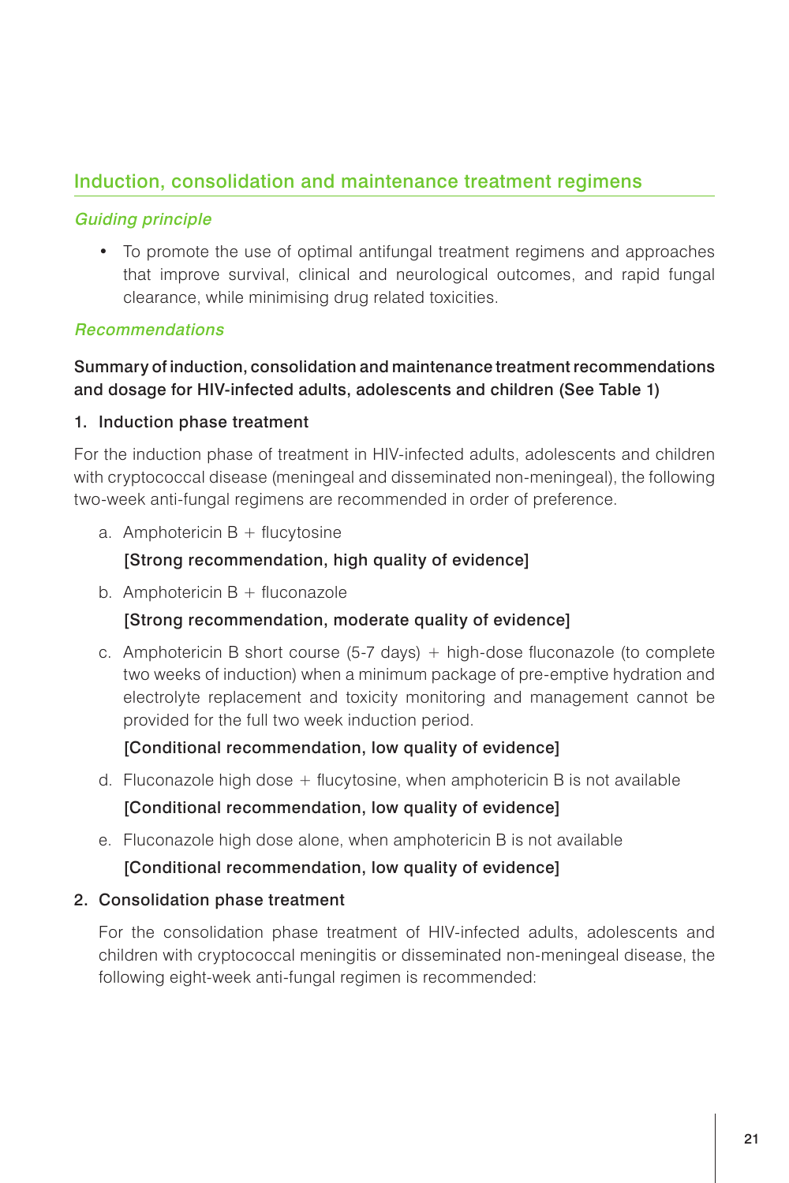## Induction, consolidation and maintenance treatment regimens

### *Guiding principle*

- To promote the use of optimal antifungal treatment regimens and approaches that improve survival, clinical and neurological outcomes, and rapid fungal clearance, while minimising drug related toxicities.

### *Recommendations*

**Summary of induction, consolidation and maintenance treatment recommendations and dosage for HIV-infected adults, adolescents and children (See Table 1)**

**1. Induction phase treatment**

For the induction phase of treatment in HIV-infected adults, adolescents and children with cryptococcal disease (meningeal and disseminated non-meningeal), the following two-week anti-fungal regimens are recommended in order of preference.

a. Amphotericin B + flucytosine

   **[Strong recommendation, high quality of evidence]**

b. Amphotericin B + fluconazole

   **[Strong recommendation, moderate quality of evidence]**

c. Amphotericin B short course (5-7 days) + high-dose fluconazole (to complete two weeks of induction) when a minimum package of pre-emptive hydration and electrolyte replacement and toxicity monitoring and management cannot be provided for the full two week induction period.

   **[Conditional recommendation, low quality of evidence]**

d. Fluconazole high dose + flucytosine, when amphotericin B is not available

   **[Conditional recommendation, low quality of evidence]**

e. Fluconazole high dose alone, when amphotericin B is not available

   **[Conditional recommendation, low quality of evidence]**

**2. Consolidation phase treatment**

For the consolidation phase treatment of HIV-infected adults, adolescents and children with cryptococcal meningitis or disseminated non-meningeal disease, the following eight-week anti-fungal regimen is recommended: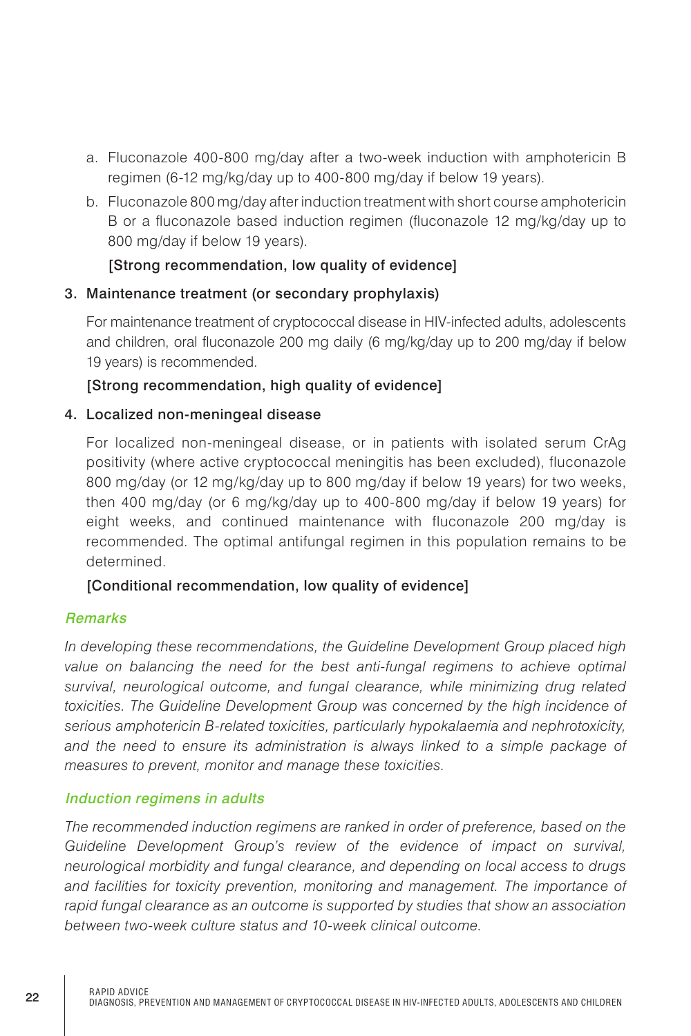a. Fluconazole 400-800 mg/day after a two-week induction with amphotericin B regimen (6-12 mg/kg/day up to 400-800 mg/day if below 19 years).

b. Fluconazole 800 mg/day after induction treatment with short course amphotericin B or a fluconazole based induction regimen (fluconazole 12 mg/kg/day up to 800 mg/day if below 19 years).

**[Strong recommendation, low quality of evidence]**

3. **Maintenance treatment (or secondary prophylaxis)**

For maintenance treatment of cryptococcal disease in HIV-infected adults, adolescents and children, oral fluconazole 200 mg daily (6 mg/kg/day up to 200 mg/day if below 19 years) is recommended.

**[Strong recommendation, high quality of evidence]**

4. **Localized non-meningeal disease**

For localized non-meningeal disease, or in patients with isolated serum CrAg positivity (where active cryptococcal meningitis has been excluded), fluconazole 800 mg/day (or 12 mg/kg/day up to 800 mg/day if below 19 years) for two weeks, then 400 mg/day (or 6 mg/kg/day up to 400-800 mg/day if below 19 years) for eight weeks, and continued maintenance with fluconazole 200 mg/day is recommended. The optimal antifungal regimen in this population remains to be determined.

**[Conditional recommendation, low quality of evidence]**

***Remarks***

*In developing these recommendations, the Guideline Development Group placed high value on balancing the need for the best anti-fungal regimens to achieve optimal survival, neurological outcome, and fungal clearance, while minimizing drug related toxicities. The Guideline Development Group was concerned by the high incidence of serious amphotericin B-related toxicities, particularly hypokalaemia and nephrotoxicity, and the need to ensure its administration is always linked to a simple package of measures to prevent, monitor and manage these toxicities.*

***Induction regimens in adults***

*The recommended induction regimens are ranked in order of preference, based on the Guideline Development Group's review of the evidence of impact on survival, neurological morbidity and fungal clearance, and depending on local access to drugs and facilities for toxicity prevention, monitoring and management. The importance of rapid fungal clearance as an outcome is supported by studies that show an association between two-week culture status and 10-week clinical outcome.*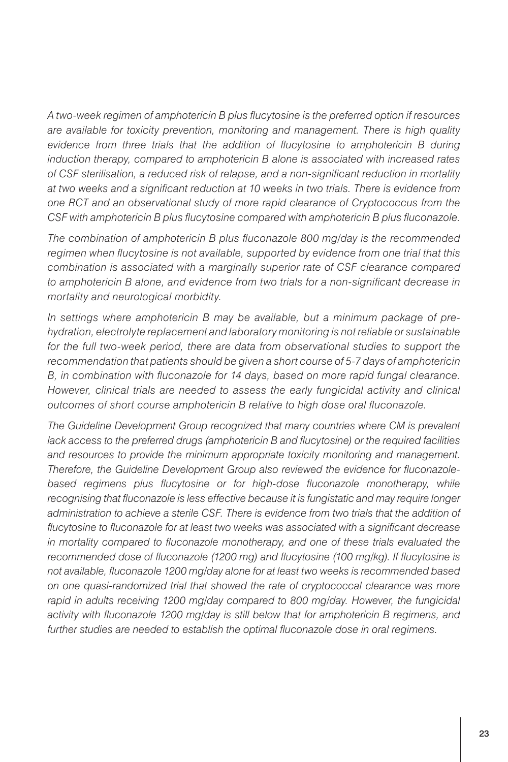*A two-week regimen of amphotericin B plus flucytosine is the preferred option if resources are available for toxicity prevention, monitoring and management. There is high quality evidence from three trials that the addition of flucytosine to amphotericin B during induction therapy, compared to amphotericin B alone is associated with increased rates of CSF sterilisation, a reduced risk of relapse, and a non-significant reduction in mortality at two weeks and a significant reduction at 10 weeks in two trials. There is evidence from one RCT and an observational study of more rapid clearance of Cryptococcus from the CSF with amphotericin B plus flucytosine compared with amphotericin B plus fluconazole.*

*The combination of amphotericin B plus fluconazole 800 mg/day is the recommended regimen when flucytosine is not available, supported by evidence from one trial that this combination is associated with a marginally superior rate of CSF clearance compared to amphotericin B alone, and evidence from two trials for a non-significant decrease in mortality and neurological morbidity.*

*In settings where amphotericin B may be available, but a minimum package of pre-hydration, electrolyte replacement and laboratory monitoring is not reliable or sustainable for the full two-week period, there are data from observational studies to support the recommendation that patients should be given a short course of 5-7 days of amphotericin B, in combination with fluconazole for 14 days, based on more rapid fungal clearance. However, clinical trials are needed to assess the early fungicidal activity and clinical outcomes of short course amphotericin B relative to high dose oral fluconazole.*

*The Guideline Development Group recognized that many countries where CM is prevalent lack access to the preferred drugs (amphotericin B and flucytosine) or the required facilities and resources to provide the minimum appropriate toxicity monitoring and management. Therefore, the Guideline Development Group also reviewed the evidence for fluconazole-based regimens plus flucytosine or for high-dose fluconazole monotherapy, while recognising that fluconazole is less effective because it is fungistatic and may require longer administration to achieve a sterile CSF. There is evidence from two trials that the addition of flucytosine to fluconazole for at least two weeks was associated with a significant decrease in mortality compared to fluconazole monotherapy, and one of these trials evaluated the recommended dose of fluconazole (1200 mg) and flucytosine (100 mg/kg). If flucytosine is not available, fluconazole 1200 mg/day alone for at least two weeks is recommended based on one quasi-randomized trial that showed the rate of cryptococcal clearance was more rapid in adults receiving 1200 mg/day compared to 800 mg/day. However, the fungicidal activity with fluconazole 1200 mg/day is still below that for amphotericin B regimens, and further studies are needed to establish the optimal fluconazole dose in oral regimens.*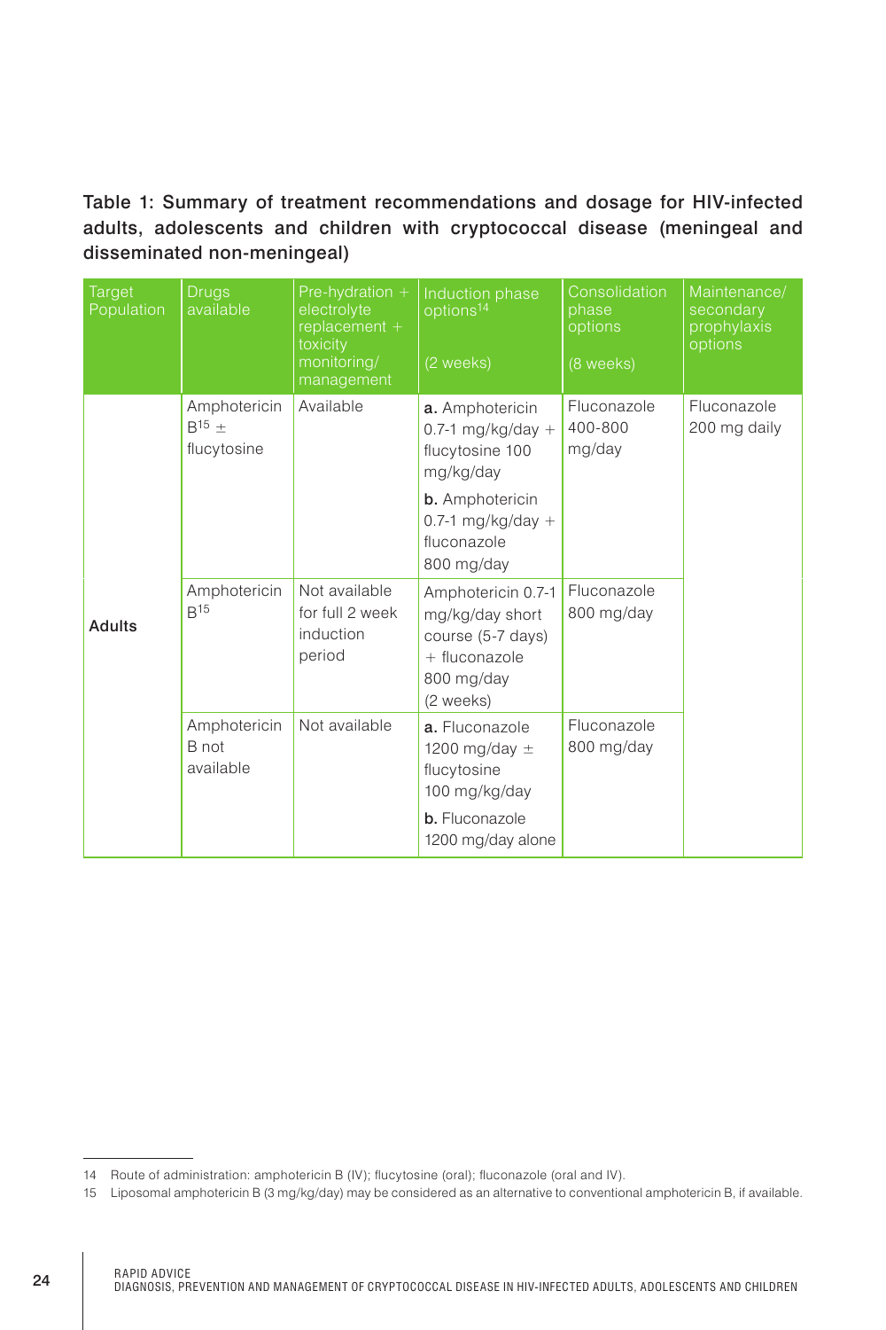Table 1: Summary of treatment recommendations and dosage for HIV-infected adults, adolescents and children with cryptococcal disease (meningeal and disseminated non-meningeal)

| Target Population | Drugs available | Pre-hydration + electrolyte replacement + toxicity monitoring/ management | Induction phase options[14] (2 weeks) | Consolidation phase options (8 weeks) | Maintenance/ secondary prophylaxis options |
|---|---|---|---|---|---|
| Adults | Amphotericin B[15] ± flucytosine | Available | **a.** Amphotericin 0.7-1 mg/kg/day + flucytosine 100 mg/kg/day<br>**b.** Amphotericin 0.7-1 mg/kg/day + fluconazole 800 mg/day | Fluconazole 400-800 mg/day | Fluconazole 200 mg daily |
| | Amphotericin B[15] | Not available for full 2 week induction period | Amphotericin 0.7-1 mg/kg/day short course (5-7 days) + fluconazole 800 mg/day (2 weeks) | Fluconazole 800 mg/day | |
| | Amphotericin B not available | Not available | **a.** Fluconazole 1200 mg/day ± flucytosine 100 mg/kg/day<br>**b.** Fluconazole 1200 mg/day alone | Fluconazole 800 mg/day | |

14 Route of administration: amphotericin B (IV); flucytosine (oral); fluconazole (oral and IV).

15 Liposomal amphotericin B (3 mg/kg/day) may be considered as an alternative to conventional amphotericin B, if available.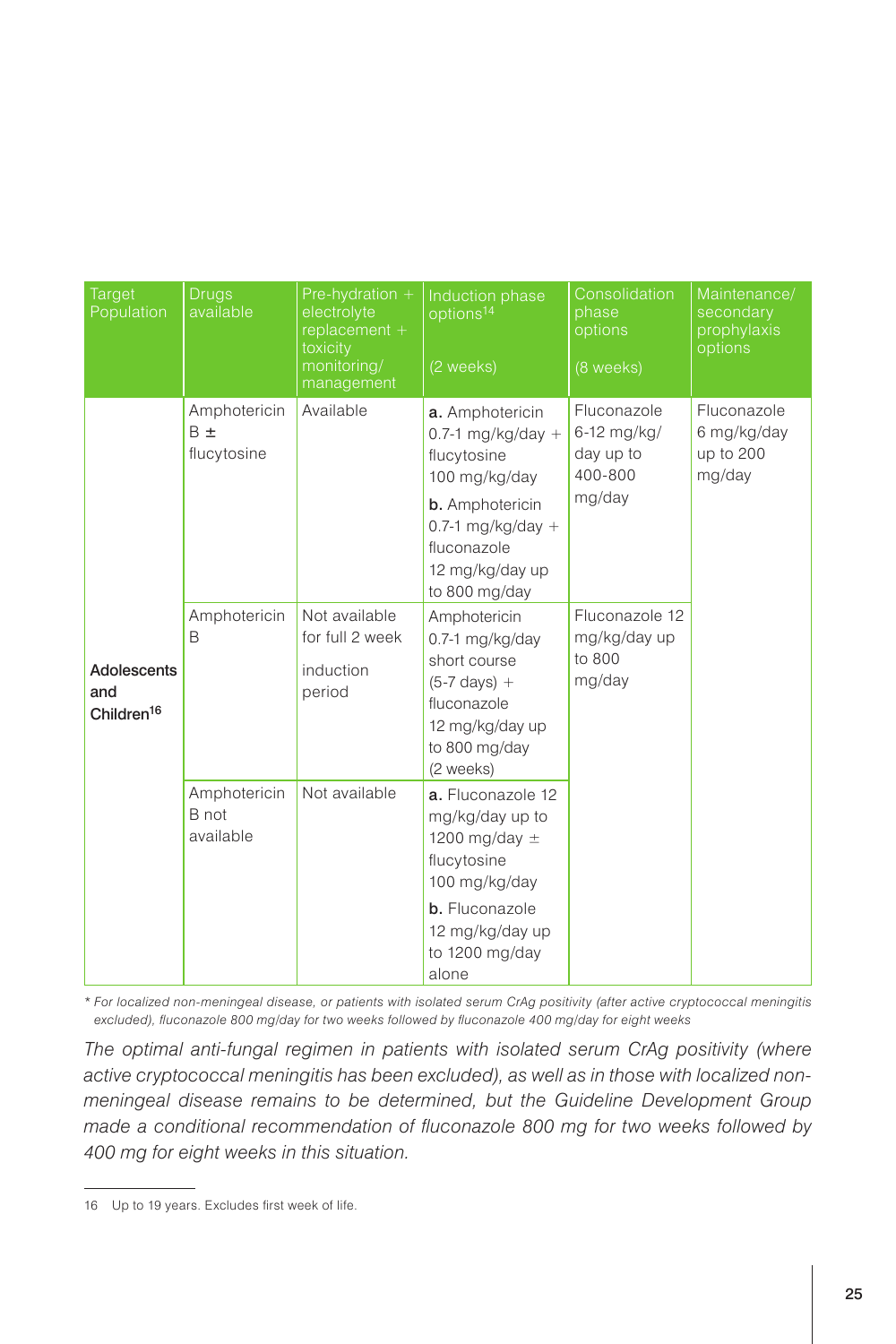| Target Population | Drugs available | Pre-hydration + electrolyte replacement + toxicity monitoring/ management | Induction phase options[14] (2 weeks) | Consolidation phase options (8 weeks) | Maintenance/ secondary prophylaxis options |
|---|---|---|---|---|---|
| **Adolescents and Children**[16] | Amphotericin B ± flucytosine | Available | **a.** Amphotericin 0.7-1 mg/kg/day + flucytosine 100 mg/kg/day<br>**b.** Amphotericin 0.7-1 mg/kg/day + fluconazole 12 mg/kg/day up to 800 mg/day | Fluconazole 6-12 mg/kg/ day up to 400-800 mg/day | Fluconazole 6 mg/kg/day up to 200 mg/day |
| | Amphotericin B | Not available for full 2 week induction period | Amphotericin 0.7-1 mg/kg/day short course (5-7 days) + fluconazole 12 mg/kg/day up to 800 mg/day (2 weeks) | Fluconazole 12 mg/kg/day up to 800 mg/day | |
| | Amphotericin B not available | Not available | **a.** Fluconazole 12 mg/kg/day up to 1200 mg/day ± flucytosine 100 mg/kg/day<br>**b.** Fluconazole 12 mg/kg/day up to 1200 mg/day alone | | |

*\* For localized non-meningeal disease, or patients with isolated serum CrAg positivity (after active cryptococcal meningitis excluded), fluconazole 800 mg/day for two weeks followed by fluconazole 400 mg/day for eight weeks*

*The optimal anti-fungal regimen in patients with isolated serum CrAg positivity (where active cryptococcal meningitis has been excluded), as well as in those with localized non-meningeal disease remains to be determined, but the Guideline Development Group made a conditional recommendation of fluconazole 800 mg for two weeks followed by 400 mg for eight weeks in this situation.*

---

16 Up to 19 years. Excludes first week of life.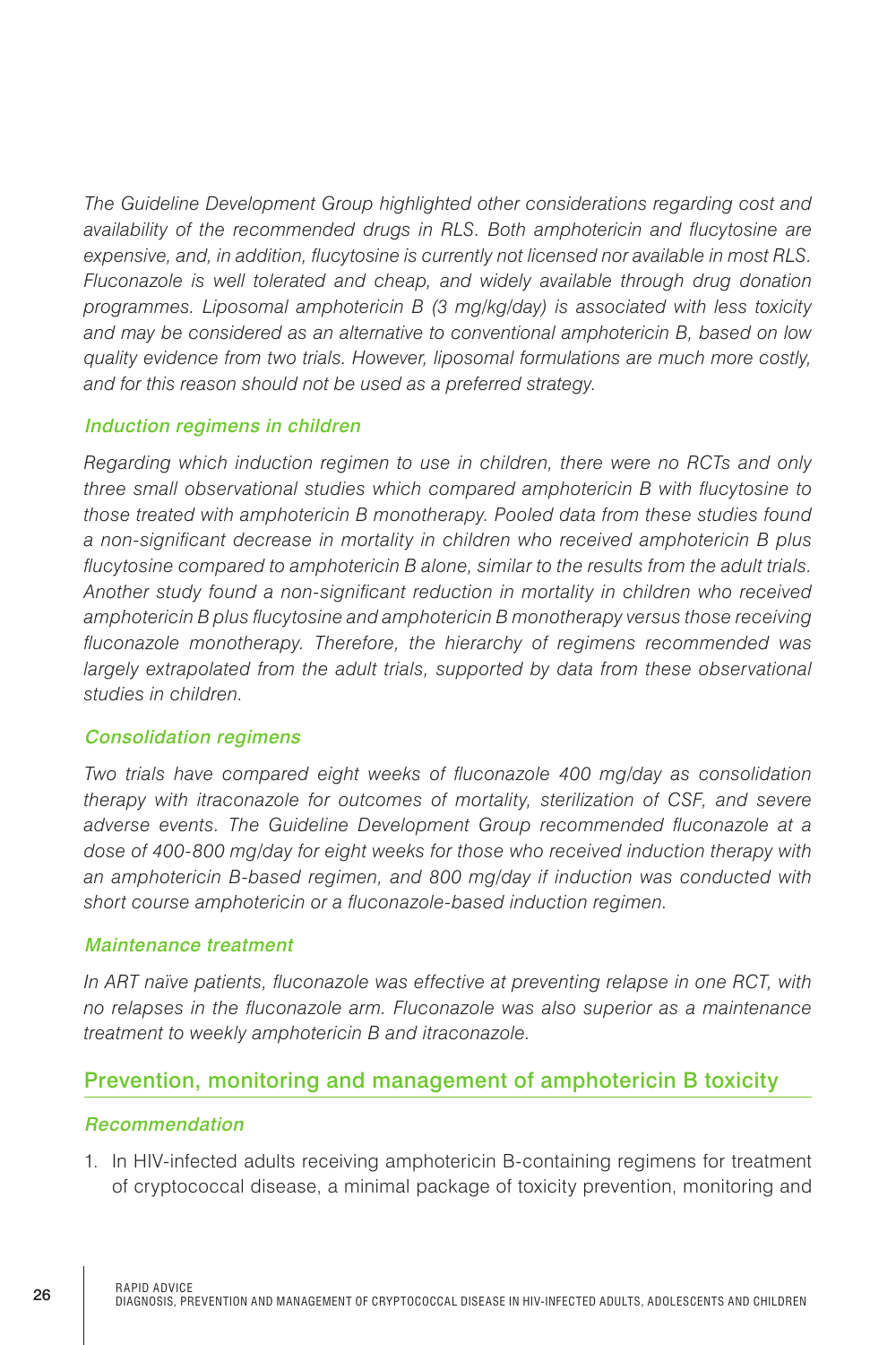*The Guideline Development Group highlighted other considerations regarding cost and availability of the recommended drugs in RLS. Both amphotericin and flucytosine are expensive, and, in addition, flucytosine is currently not licensed nor available in most RLS. Fluconazole is well tolerated and cheap, and widely available through drug donation programmes. Liposomal amphotericin B (3 mg/kg/day) is associated with less toxicity and may be considered as an alternative to conventional amphotericin B, based on low quality evidence from two trials. However, liposomal formulations are much more costly, and for this reason should not be used as a preferred strategy.*

### *Induction regimens in children*

*Regarding which induction regimen to use in children, there were no RCTs and only three small observational studies which compared amphotericin B with flucytosine to those treated with amphotericin B monotherapy. Pooled data from these studies found a non-significant decrease in mortality in children who received amphotericin B plus flucytosine compared to amphotericin B alone, similar to the results from the adult trials. Another study found a non-significant reduction in mortality in children who received amphotericin B plus flucytosine and amphotericin B monotherapy versus those receiving fluconazole monotherapy. Therefore, the hierarchy of regimens recommended was largely extrapolated from the adult trials, supported by data from these observational studies in children.*

### *Consolidation regimens*

*Two trials have compared eight weeks of fluconazole 400 mg/day as consolidation therapy with itraconazole for outcomes of mortality, sterilization of CSF, and severe adverse events. The Guideline Development Group recommended fluconazole at a dose of 400-800 mg/day for eight weeks for those who received induction therapy with an amphotericin B-based regimen, and 800 mg/day if induction was conducted with short course amphotericin or a fluconazole-based induction regimen.*

### *Maintenance treatment*

*In ART naïve patients, fluconazole was effective at preventing relapse in one RCT, with no relapses in the fluconazole arm. Fluconazole was also superior as a maintenance treatment to weekly amphotericin B and itraconazole.*

## Prevention, monitoring and management of amphotericin B toxicity

### *Recommendation*

1. In HIV-infected adults receiving amphotericin B-containing regimens for treatment of cryptococcal disease, a minimal package of toxicity prevention, monitoring and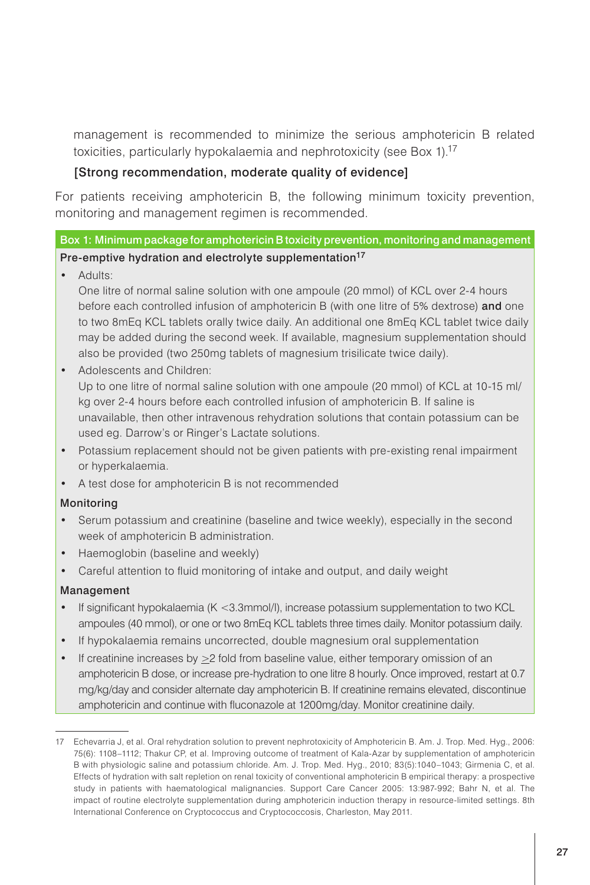management is recommended to minimize the serious amphotericin B related toxicities, particularly hypokalaemia and nephrotoxicity (see Box 1).[17]

**[Strong recommendation, moderate quality of evidence]**

For patients receiving amphotericin B, the following minimum toxicity prevention, monitoring and management regimen is recommended.

**Box 1: Minimum package for amphotericin B toxicity prevention, monitoring and management**

**Pre-emptive hydration and electrolyte supplementation[17]**

- Adults:
  One litre of normal saline solution with one ampoule (20 mmol) of KCL over 2-4 hours before each controlled infusion of amphotericin B (with one litre of 5% dextrose) **and** one to two 8mEq KCL tablets orally twice daily. An additional one 8mEq KCL tablet twice daily may be added during the second week. If available, magnesium supplementation should also be provided (two 250mg tablets of magnesium trisilicate twice daily).
- Adolescents and Children:
  Up to one litre of normal saline solution with one ampoule (20 mmol) of KCL at 10-15 ml/kg over 2-4 hours before each controlled infusion of amphotericin B. If saline is unavailable, then other intravenous rehydration solutions that contain potassium can be used eg. Darrow's or Ringer's Lactate solutions.
- Potassium replacement should not be given patients with pre-existing renal impairment or hyperkalaemia.
- A test dose for amphotericin B is not recommended

**Monitoring**

- Serum potassium and creatinine (baseline and twice weekly), especially in the second week of amphotericin B administration.
- Haemoglobin (baseline and weekly)
- Careful attention to fluid monitoring of intake and output, and daily weight

**Management**

- If significant hypokalaemia (K <3.3mmol/l), increase potassium supplementation to two KCL ampoules (40 mmol), or one or two 8mEq KCL tablets three times daily. Monitor potassium daily.
- If hypokalaemia remains uncorrected, double magnesium oral supplementation
- If creatinine increases by $\geq$2 fold from baseline value, either temporary omission of an amphotericin B dose, or increase pre-hydration to one litre 8 hourly. Once improved, restart at 0.7 mg/kg/day and consider alternate day amphotericin B. If creatinine remains elevated, discontinue amphotericin and continue with fluconazole at 1200mg/day. Monitor creatinine daily.

---

17 Echevarria J, et al. Oral rehydration solution to prevent nephrotoxicity of Amphotericin B. Am. J. Trop. Med. Hyg., 2006: 75(6): 1108–1112; Thakur CP, et al. Improving outcome of treatment of Kala-Azar by supplementation of amphotericin B with physiologic saline and potassium chloride. Am. J. Trop. Med. Hyg., 2010; 83(5):1040–1043; Girmenia C, et al. Effects of hydration with salt repletion on renal toxicity of conventional amphotericin B empirical therapy: a prospective study in patients with haematological malignancies. Support Care Cancer 2005: 13:987-992; Bahr N, et al. The impact of routine electrolyte supplementation during amphotericin induction therapy in resource-limited settings. 8th International Conference on Cryptococcus and Cryptococcosis, Charleston, May 2011.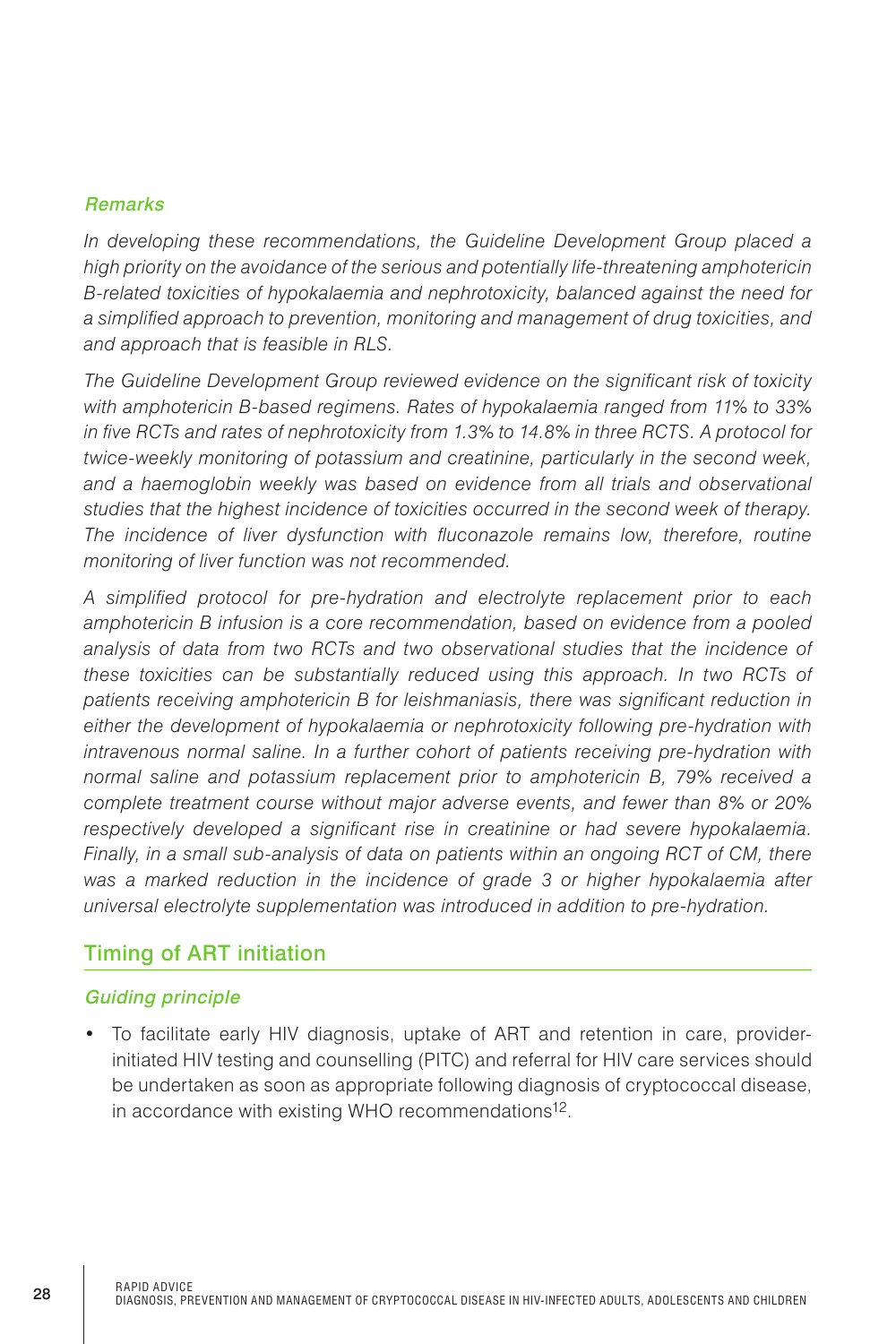*Remarks*

*In developing these recommendations, the Guideline Development Group placed a high priority on the avoidance of the serious and potentially life-threatening amphotericin B-related toxicities of hypokalaemia and nephrotoxicity, balanced against the need for a simplified approach to prevention, monitoring and management of drug toxicities, and and approach that is feasible in RLS.*

*The Guideline Development Group reviewed evidence on the significant risk of toxicity with amphotericin B-based regimens. Rates of hypokalaemia ranged from 11% to 33% in five RCTs and rates of nephrotoxicity from 1.3% to 14.8% in three RCTS. A protocol for twice-weekly monitoring of potassium and creatinine, particularly in the second week, and a haemoglobin weekly was based on evidence from all trials and observational studies that the highest incidence of toxicities occurred in the second week of therapy. The incidence of liver dysfunction with fluconazole remains low, therefore, routine monitoring of liver function was not recommended.*

*A simplified protocol for pre-hydration and electrolyte replacement prior to each amphotericin B infusion is a core recommendation, based on evidence from a pooled analysis of data from two RCTs and two observational studies that the incidence of these toxicities can be substantially reduced using this approach. In two RCTs of patients receiving amphotericin B for leishmaniasis, there was significant reduction in either the development of hypokalaemia or nephrotoxicity following pre-hydration with intravenous normal saline. In a further cohort of patients receiving pre-hydration with normal saline and potassium replacement prior to amphotericin B, 79% received a complete treatment course without major adverse events, and fewer than 8% or 20% respectively developed a significant rise in creatinine or had severe hypokalaemia. Finally, in a small sub-analysis of data on patients within an ongoing RCT of CM, there was a marked reduction in the incidence of grade 3 or higher hypokalaemia after universal electrolyte supplementation was introduced in addition to pre-hydration.*

## Timing of ART initiation

### *Guiding principle*

- To facilitate early HIV diagnosis, uptake of ART and retention in care, provider-initiated HIV testing and counselling (PITC) and referral for HIV care services should be undertaken as soon as appropriate following diagnosis of cryptococcal disease, in accordance with existing WHO recommendations[12].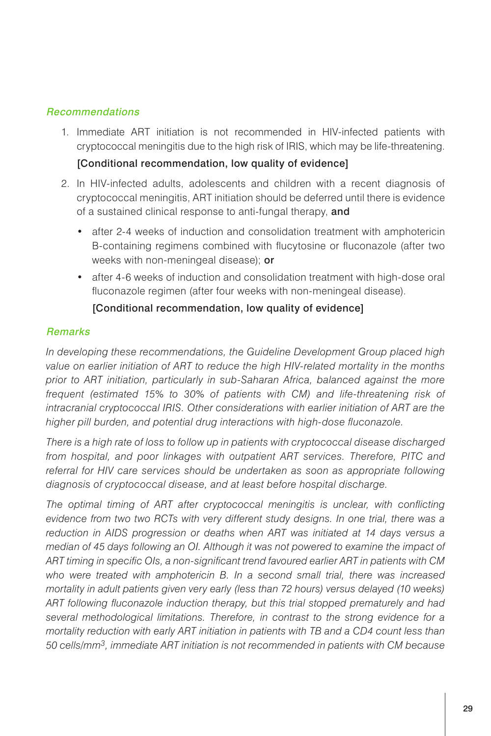### *Recommendations*

1. Immediate ART initiation is not recommended in HIV-infected patients with cryptococcal meningitis due to the high risk of IRIS, which may be life-threatening.

   **[Conditional recommendation, low quality of evidence]**

2. In HIV-infected adults, adolescents and children with a recent diagnosis of cryptococcal meningitis, ART initiation should be deferred until there is evidence of a sustained clinical response to anti-fungal therapy, **and**

   - after 2-4 weeks of induction and consolidation treatment with amphotericin B-containing regimens combined with flucytosine or fluconazole (after two weeks with non-meningeal disease); **or**
   - after 4-6 weeks of induction and consolidation treatment with high-dose oral fluconazole regimen (after four weeks with non-meningeal disease).

   **[Conditional recommendation, low quality of evidence]**

### *Remarks*

*In developing these recommendations, the Guideline Development Group placed high value on earlier initiation of ART to reduce the high HIV-related mortality in the months prior to ART initiation, particularly in sub-Saharan Africa, balanced against the more frequent (estimated 15% to 30% of patients with CM) and life-threatening risk of intracranial cryptococcal IRIS. Other considerations with earlier initiation of ART are the higher pill burden, and potential drug interactions with high-dose fluconazole.*

*There is a high rate of loss to follow up in patients with cryptococcal disease discharged from hospital, and poor linkages with outpatient ART services. Therefore, PITC and referral for HIV care services should be undertaken as soon as appropriate following diagnosis of cryptococcal disease, and at least before hospital discharge.*

*The optimal timing of ART after cryptococcal meningitis is unclear, with conflicting evidence from two two RCTs with very different study designs. In one trial, there was a reduction in AIDS progression or deaths when ART was initiated at 14 days versus a median of 45 days following an OI. Although it was not powered to examine the impact of ART timing in specific OIs, a non-significant trend favoured earlier ART in patients with CM who were treated with amphotericin B. In a second small trial, there was increased mortality in adult patients given very early (less than 72 hours) versus delayed (10 weeks) ART following fluconazole induction therapy, but this trial stopped prematurely and had several methodological limitations. Therefore, in contrast to the strong evidence for a mortality reduction with early ART initiation in patients with TB and a CD4 count less than 50 cells/mm$^3$, immediate ART initiation is not recommended in patients with CM because*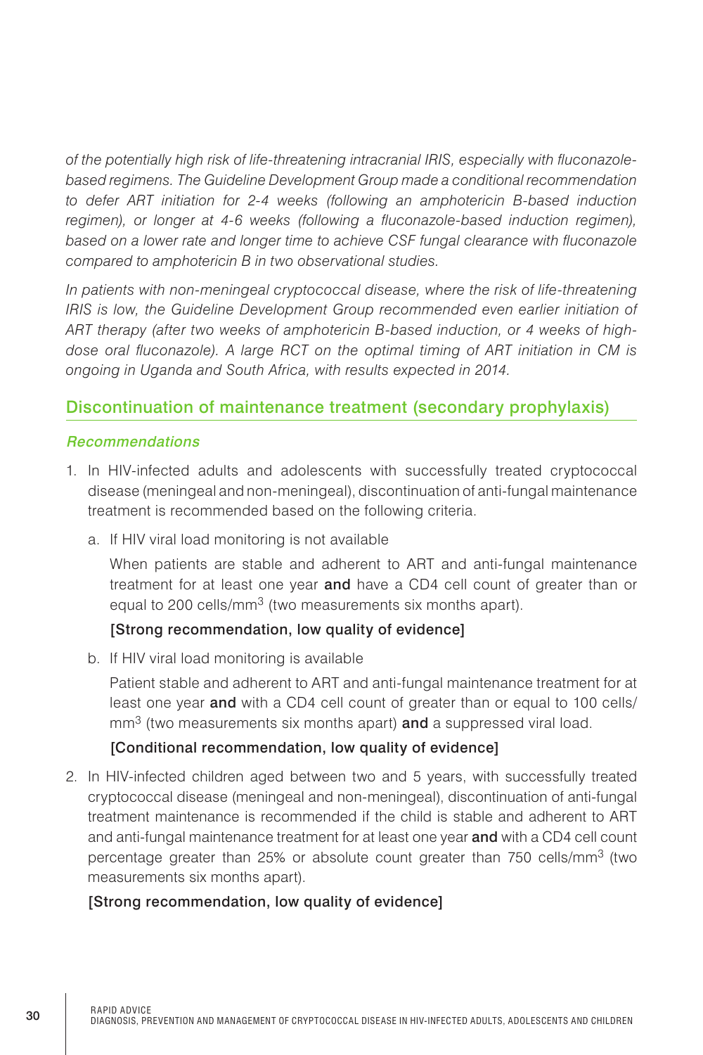*of the potentially high risk of life-threatening intracranial IRIS, especially with fluconazole-based regimens. The Guideline Development Group made a conditional recommendation to defer ART initiation for 2-4 weeks (following an amphotericin B-based induction regimen), or longer at 4-6 weeks (following a fluconazole-based induction regimen), based on a lower rate and longer time to achieve CSF fungal clearance with fluconazole compared to amphotericin B in two observational studies.*

*In patients with non-meningeal cryptococcal disease, where the risk of life-threatening IRIS is low, the Guideline Development Group recommended even earlier initiation of ART therapy (after two weeks of amphotericin B-based induction, or 4 weeks of high-dose oral fluconazole). A large RCT on the optimal timing of ART initiation in CM is ongoing in Uganda and South Africa, with results expected in 2014.*

## Discontinuation of maintenance treatment (secondary prophylaxis)

### *Recommendations*

1. In HIV-infected adults and adolescents with successfully treated cryptococcal disease (meningeal and non-meningeal), discontinuation of anti-fungal maintenance treatment is recommended based on the following criteria.

    a. If HIV viral load monitoring is not available

    When patients are stable and adherent to ART and anti-fungal maintenance treatment for at least one year **and** have a CD4 cell count of greater than or equal to 200 cells/mm$^3$ (two measurements six months apart).

    **[Strong recommendation, low quality of evidence]**

    b. If HIV viral load monitoring is available

    Patient stable and adherent to ART and anti-fungal maintenance treatment for at least one year **and** with a CD4 cell count of greater than or equal to 100 cells/mm$^3$ (two measurements six months apart) **and** a suppressed viral load.

    **[Conditional recommendation, low quality of evidence]**

2. In HIV-infected children aged between two and 5 years, with successfully treated cryptococcal disease (meningeal and non-meningeal), discontinuation of anti-fungal treatment maintenance is recommended if the child is stable and adherent to ART and anti-fungal maintenance treatment for at least one year **and** with a CD4 cell count percentage greater than 25% or absolute count greater than 750 cells/mm$^3$ (two measurements six months apart).

    **[Strong recommendation, low quality of evidence]**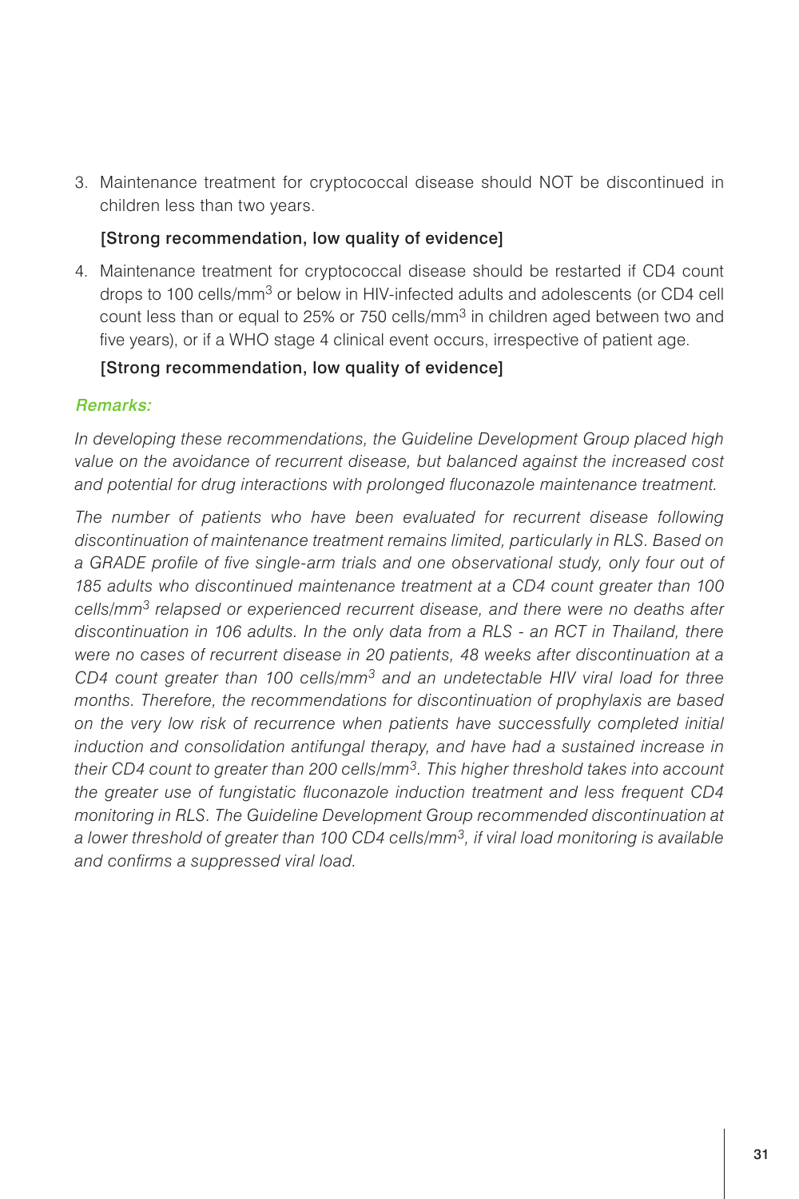3. Maintenance treatment for cryptococcal disease should NOT be discontinued in children less than two years.

   [Strong recommendation, low quality of evidence]

4. Maintenance treatment for cryptococcal disease should be restarted if CD4 count drops to 100 cells/mm$^3$ or below in HIV-infected adults and adolescents (or CD4 cell count less than or equal to 25% or 750 cells/mm$^3$ in children aged between two and five years), or if a WHO stage 4 clinical event occurs, irrespective of patient age.

   [Strong recommendation, low quality of evidence]

***Remarks:***

*In developing these recommendations, the Guideline Development Group placed high value on the avoidance of recurrent disease, but balanced against the increased cost and potential for drug interactions with prolonged fluconazole maintenance treatment.*

*The number of patients who have been evaluated for recurrent disease following discontinuation of maintenance treatment remains limited, particularly in RLS. Based on a GRADE profile of five single-arm trials and one observational study, only four out of 185 adults who discontinued maintenance treatment at a CD4 count greater than 100 cells/mm$^3$ relapsed or experienced recurrent disease, and there were no deaths after discontinuation in 106 adults. In the only data from a RLS - an RCT in Thailand, there were no cases of recurrent disease in 20 patients, 48 weeks after discontinuation at a CD4 count greater than 100 cells/mm$^3$ and an undetectable HIV viral load for three months. Therefore, the recommendations for discontinuation of prophylaxis are based on the very low risk of recurrence when patients have successfully completed initial induction and consolidation antifungal therapy, and have had a sustained increase in their CD4 count to greater than 200 cells/mm$^3$. This higher threshold takes into account the greater use of fungistatic fluconazole induction treatment and less frequent CD4 monitoring in RLS. The Guideline Development Group recommended discontinuation at a lower threshold of greater than 100 CD4 cells/mm$^3$, if viral load monitoring is available and confirms a suppressed viral load.*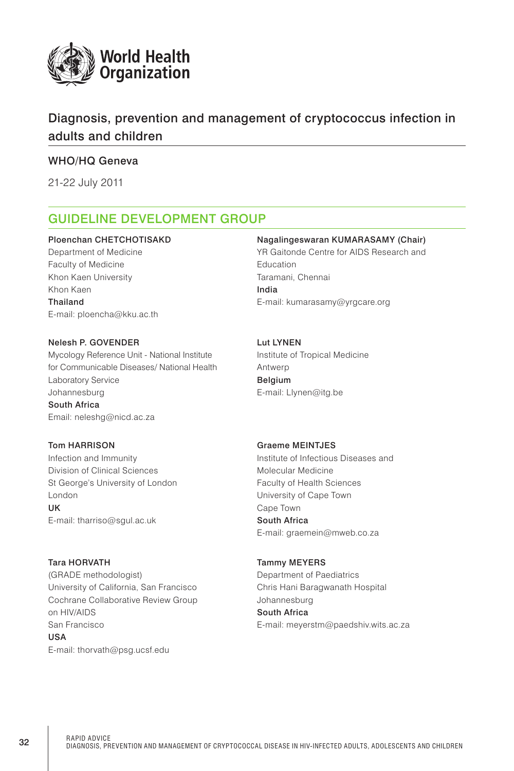World Health Organization

## Diagnosis, prevention and management of cryptococcus infection in adults and children

WHO/HQ Geneva

21-22 July 2011

## GUIDELINE DEVELOPMENT GROUP

**Ploenchan CHETCHOTISAKD**
Department of Medicine
Faculty of Medicine
Khon Kaen University
Khon Kaen
**Thailand**
E-mail: ploencha@kku.ac.th

**Nelesh P. GOVENDER**
Mycology Reference Unit - National Institute for Communicable Diseases/ National Health Laboratory Service
Johannesburg
**South Africa**
Email: neleshg@nicd.ac.za

**Tom HARRISON**
Infection and Immunity
Division of Clinical Sciences
St George's University of London
London
**UK**
E-mail: tharriso@sgul.ac.uk

**Tara HORVATH**
(GRADE methodologist)
University of California, San Francisco
Cochrane Collaborative Review Group on HIV/AIDS
San Francisco
**USA**
E-mail: thorvath@psg.ucsf.edu

**Nagalingeswaran KUMARASAMY (Chair)**
YR Gaitonde Centre for AIDS Research and Education
Taramani, Chennai
**India**
E-mail: kumarasamy@yrgcare.org

**Lut LYNEN**
Institute of Tropical Medicine
Antwerp
**Belgium**
E-mail: Llynen@itg.be

**Graeme MEINTJES**
Institute of Infectious Diseases and Molecular Medicine
Faculty of Health Sciences
University of Cape Town
Cape Town
**South Africa**
E-mail: graemein@mweb.co.za

**Tammy MEYERS**
Department of Paediatrics
Chris Hani Baragwanath Hospital
Johannesburg
**South Africa**
E-mail: meyerstm@paedshiv.wits.ac.za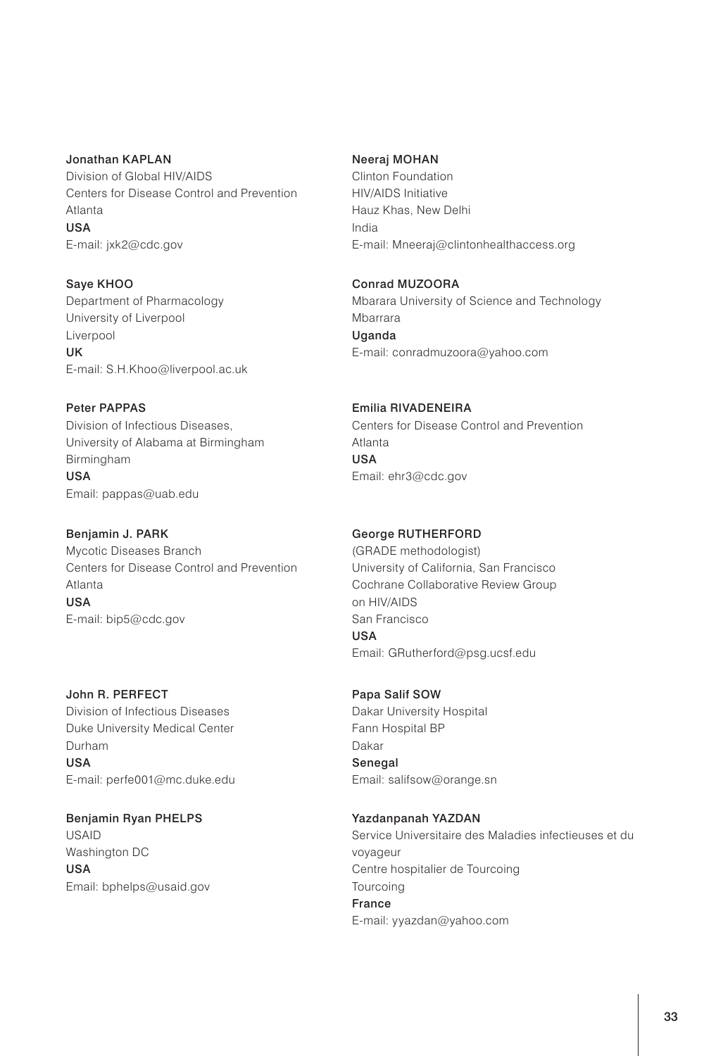**Jonathan KAPLAN**
Division of Global HIV/AIDS
Centers for Disease Control and Prevention
Atlanta
**USA**
E-mail: jxk2@cdc.gov

**Saye KHOO**
Department of Pharmacology
University of Liverpool
Liverpool
**UK**
E-mail: S.H.Khoo@liverpool.ac.uk

**Peter PAPPAS**
Division of Infectious Diseases,
University of Alabama at Birmingham
Birmingham
**USA**
Email: pappas@uab.edu

**Benjamin J. PARK**
Mycotic Diseases Branch
Centers for Disease Control and Prevention
Atlanta
**USA**
E-mail: bip5@cdc.gov

**John R. PERFECT**
Division of Infectious Diseases
Duke University Medical Center
Durham
**USA**
E-mail: perfe001@mc.duke.edu

**Benjamin Ryan PHELPS**
USAID
Washington DC
**USA**
Email: bphelps@usaid.gov

**Neeraj MOHAN**
Clinton Foundation
HIV/AIDS Initiative
Hauz Khas, New Delhi
India
E-mail: Mneeraj@clintonhealthaccess.org

**Conrad MUZOORA**
Mbarara University of Science and Technology
Mbarrara
**Uganda**
E-mail: conradmuzoora@yahoo.com

**Emilia RIVADENEIRA**
Centers for Disease Control and Prevention
Atlanta
**USA**
Email: ehr3@cdc.gov

**George RUTHERFORD**
(GRADE methodologist)
University of California, San Francisco
Cochrane Collaborative Review Group
on HIV/AIDS
San Francisco
**USA**
Email: GRutherford@psg.ucsf.edu

**Papa Salif SOW**
Dakar University Hospital
Fann Hospital BP
Dakar
**Senegal**
Email: salifsow@orange.sn

**Yazdanpanah YAZDAN**
Service Universitaire des Maladies infectieuses et du voyageur
Centre hospitalier de Tourcoing
Tourcoing
**France**
E-mail: yyazdan@yahoo.com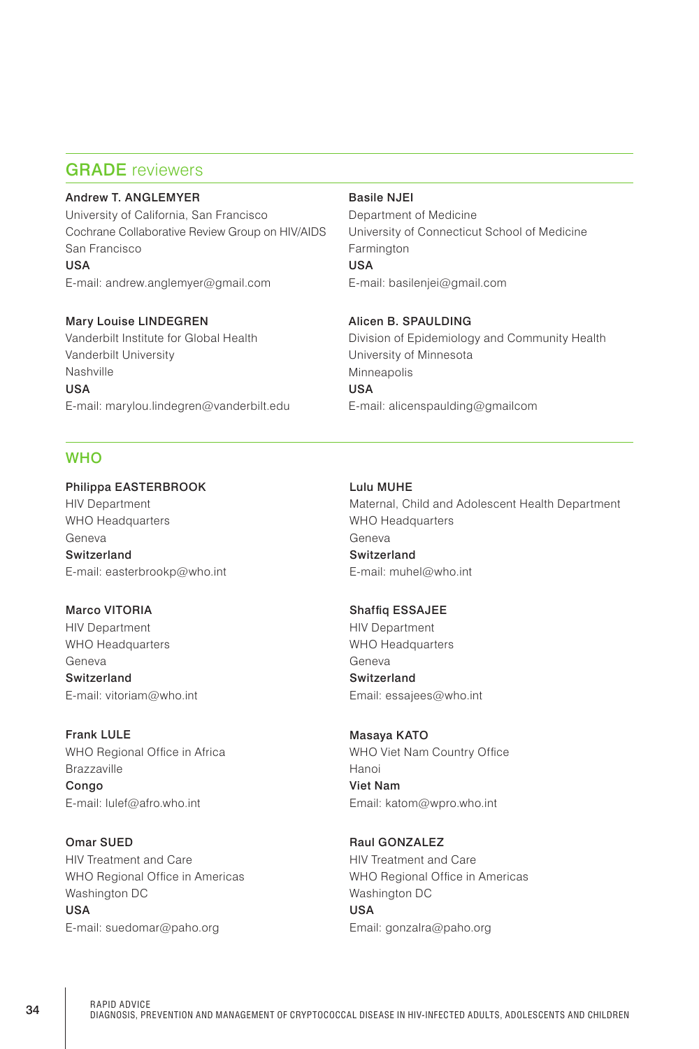## GRADE reviewers

**Andrew T. ANGLEMYER**
University of California, San Francisco
Cochrane Collaborative Review Group on HIV/AIDS
San Francisco
**USA**
E-mail: andrew.anglemyer@gmail.com

**Basile NJEI**
Department of Medicine
University of Connecticut School of Medicine
Farmington
**USA**
E-mail: basilenjei@gmail.com

**Mary Louise LINDEGREN**
Vanderbilt Institute for Global Health
Vanderbilt University
Nashville
**USA**
E-mail: marylou.lindegren@vanderbilt.edu

**Alicen B. SPAULDING**
Division of Epidemiology and Community Health
University of Minnesota
Minneapolis
**USA**
E-mail: alicenspaulding@gmailcom

## WHO

**Philippa EASTERBROOK**
HIV Department
WHO Headquarters
Geneva
**Switzerland**
E-mail: easterbrookp@who.int

**Lulu MUHE**
Maternal, Child and Adolescent Health Department
WHO Headquarters
Geneva
**Switzerland**
E-mail: muhel@who.int

**Marco VITORIA**
HIV Department
WHO Headquarters
Geneva
**Switzerland**
E-mail: vitoriam@who.int

**Shaffiq ESSAJEE**
HIV Department
WHO Headquarters
Geneva
**Switzerland**
Email: essajees@who.int

**Frank LULE**
WHO Regional Office in Africa
Brazzaville
**Congo**
E-mail: lulef@afro.who.int

**Masaya KATO**
WHO Viet Nam Country Office
Hanoi
**Viet Nam**
Email: katom@wpro.who.int

**Omar SUED**
HIV Treatment and Care
WHO Regional Office in Americas
Washington DC
**USA**
E-mail: suedomar@paho.org

**Raul GONZALEZ**
HIV Treatment and Care
WHO Regional Office in Americas
Washington DC
**USA**
Email: gonzalra@paho.org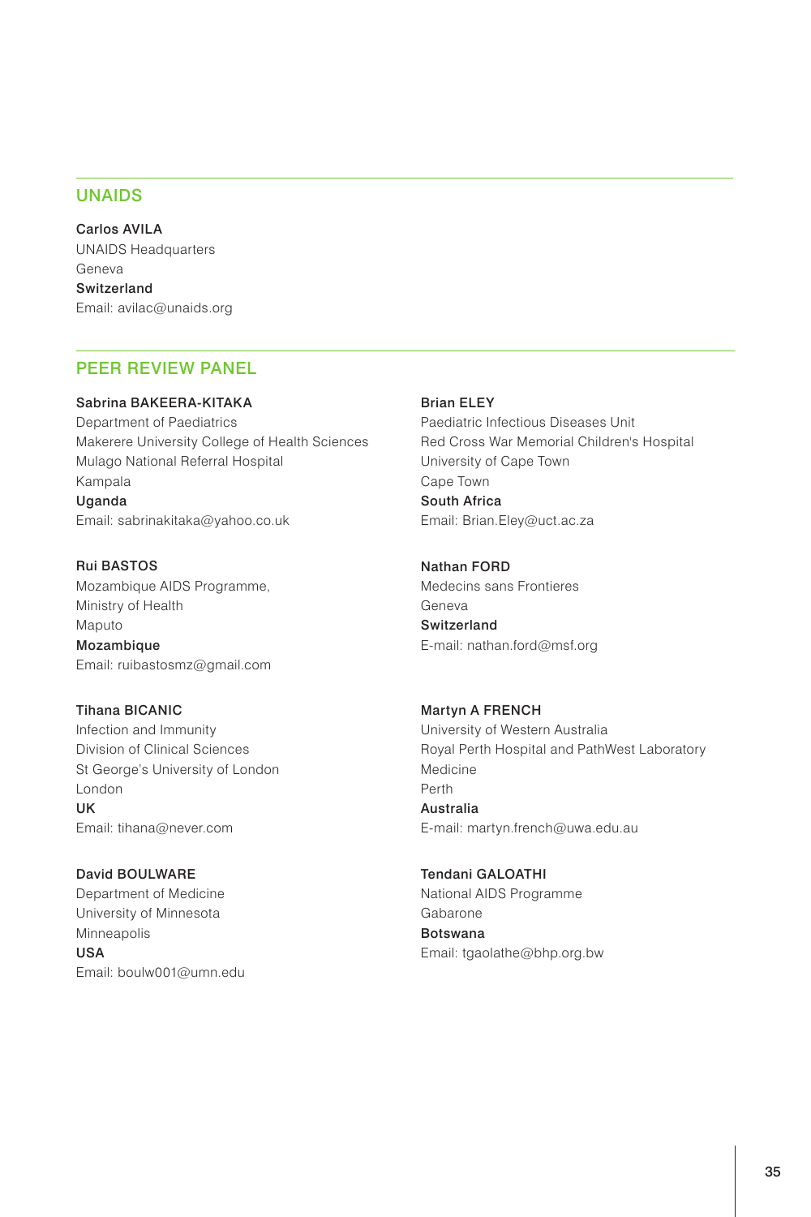## UNAIDS

**Carlos AVILA**
UNAIDS Headquarters
Geneva
**Switzerland**
Email: avilac@unaids.org

## PEER REVIEW PANEL

**Sabrina BAKEERA-KITAKA**
Department of Paediatrics
Makerere University College of Health Sciences
Mulago National Referral Hospital
Kampala
**Uganda**
Email: sabrinakitaka@yahoo.co.uk

**Rui BASTOS**
Mozambique AIDS Programme,
Ministry of Health
Maputo
**Mozambique**
Email: ruibastosmz@gmail.com

**Tihana BICANIC**
Infection and Immunity
Division of Clinical Sciences
St George's University of London
London
**UK**
Email: tihana@never.com

**David BOULWARE**
Department of Medicine
University of Minnesota
Minneapolis
**USA**
Email: boulw001@umn.edu

**Brian ELEY**
Paediatric Infectious Diseases Unit
Red Cross War Memorial Children's Hospital
University of Cape Town
Cape Town
**South Africa**
Email: Brian.Eley@uct.ac.za

**Nathan FORD**
Medecins sans Frontieres
Geneva
**Switzerland**
E-mail: nathan.ford@msf.org

**Martyn A FRENCH**
University of Western Australia
Royal Perth Hospital and PathWest Laboratory
Medicine
Perth
**Australia**
E-mail: martyn.french@uwa.edu.au

**Tendani GALOATHI**
National AIDS Programme
Gabarone
**Botswana**
Email: tgaolathe@bhp.org.bw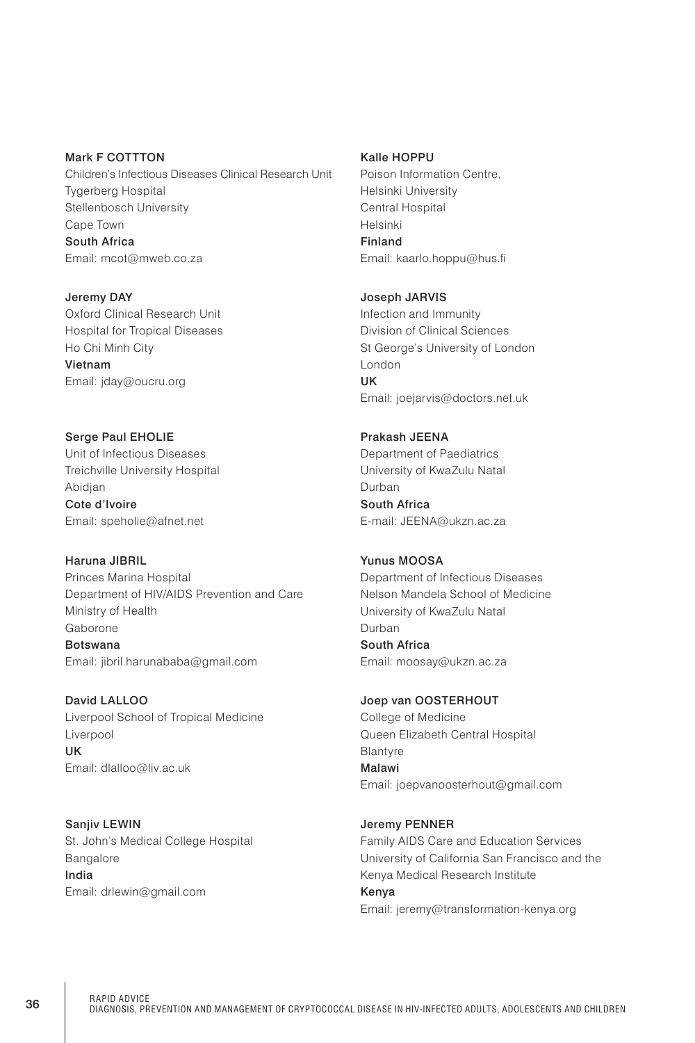**Mark F COTTTON**
Children's Infectious Diseases Clinical Research Unit
Tygerberg Hospital
Stellenbosch University
Cape Town
**South Africa**
Email: mcot@mweb.co.za

**Jeremy DAY**
Oxford Clinical Research Unit
Hospital for Tropical Diseases
Ho Chi Minh City
**Vietnam**
Email: jday@oucru.org

**Serge Paul EHOLIE**
Unit of Infectious Diseases
Treichville University Hospital
Abidjan
**Cote d'Ivoire**
Email: speholie@afnet.net

**Haruna JIBRIL**
Princes Marina Hospital
Department of HIV/AIDS Prevention and Care
Ministry of Health
Gaborone
**Botswana**
Email: jibril.harunababa@gmail.com

**David LALLOO**
Liverpool School of Tropical Medicine
Liverpool
**UK**
Email: dlalloo@liv.ac.uk

**Sanjiv LEWIN**
St. John's Medical College Hospital
Bangalore
**India**
Email: drlewin@gmail.com

**Kalle HOPPU**
Poison Information Centre,
Helsinki University
Central Hospital
Helsinki
**Finland**
Email: kaarlo.hoppu@hus.fi

**Joseph JARVIS**
Infection and Immunity
Division of Clinical Sciences
St George's University of London
London
**UK**
Email: joejarvis@doctors.net.uk

**Prakash JEENA**
Department of Paediatrics
University of KwaZulu Natal
Durban
**South Africa**
E-mail: JEENA@ukzn.ac.za

**Yunus MOOSA**
Department of Infectious Diseases
Nelson Mandela School of Medicine
University of KwaZulu Natal
Durban
**South Africa**
Email: moosay@ukzn.ac.za

**Joep van OOSTERHOUT**
College of Medicine
Queen Elizabeth Central Hospital
Blantyre
**Malawi**
Email: joepvanoosterhout@gmail.com

**Jeremy PENNER**
Family AIDS Care and Education Services
University of California San Francisco and the
Kenya Medical Research Institute
**Kenya**
Email: jeremy@transformation-kenya.org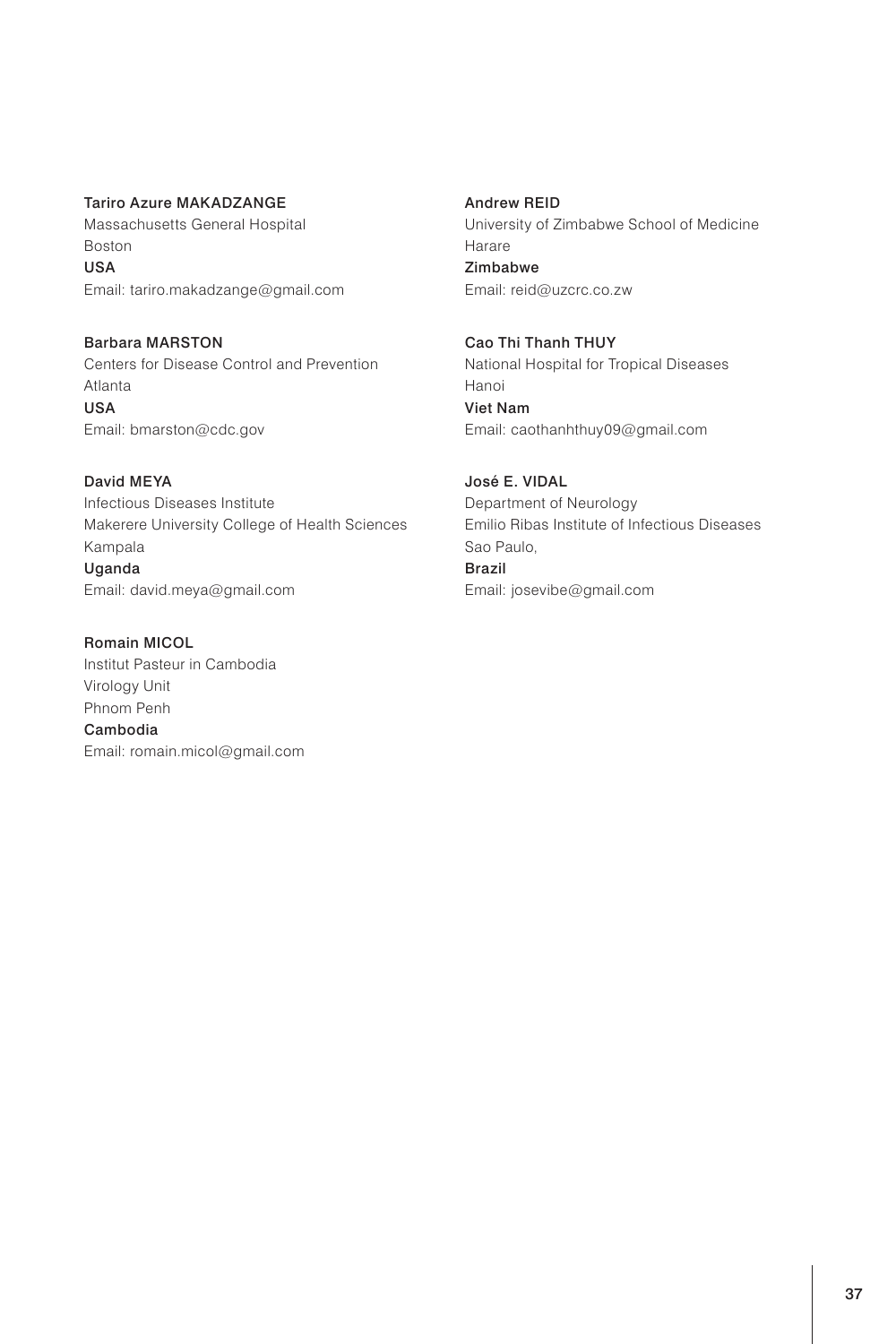**Tariro Azure MAKADZANGE**
Massachusetts General Hospital
Boston
**USA**
Email: tariro.makadzange@gmail.com

**Barbara MARSTON**
Centers for Disease Control and Prevention
Atlanta
**USA**
Email: bmarston@cdc.gov

**David MEYA**
Infectious Diseases Institute
Makerere University College of Health Sciences
Kampala
**Uganda**
Email: david.meya@gmail.com

**Romain MICOL**
Institut Pasteur in Cambodia
Virology Unit
Phnom Penh
**Cambodia**
Email: romain.micol@gmail.com

**Andrew REID**
University of Zimbabwe School of Medicine
Harare
**Zimbabwe**
Email: reid@uzcrc.co.zw

**Cao Thi Thanh THUY**
National Hospital for Tropical Diseases
Hanoi
**Viet Nam**
Email: caothanhthuy09@gmail.com

**José E. VIDAL**
Department of Neurology
Emilio Ribas Institute of Infectious Diseases
Sao Paulo,
**Brazil**
Email: josevibe@gmail.com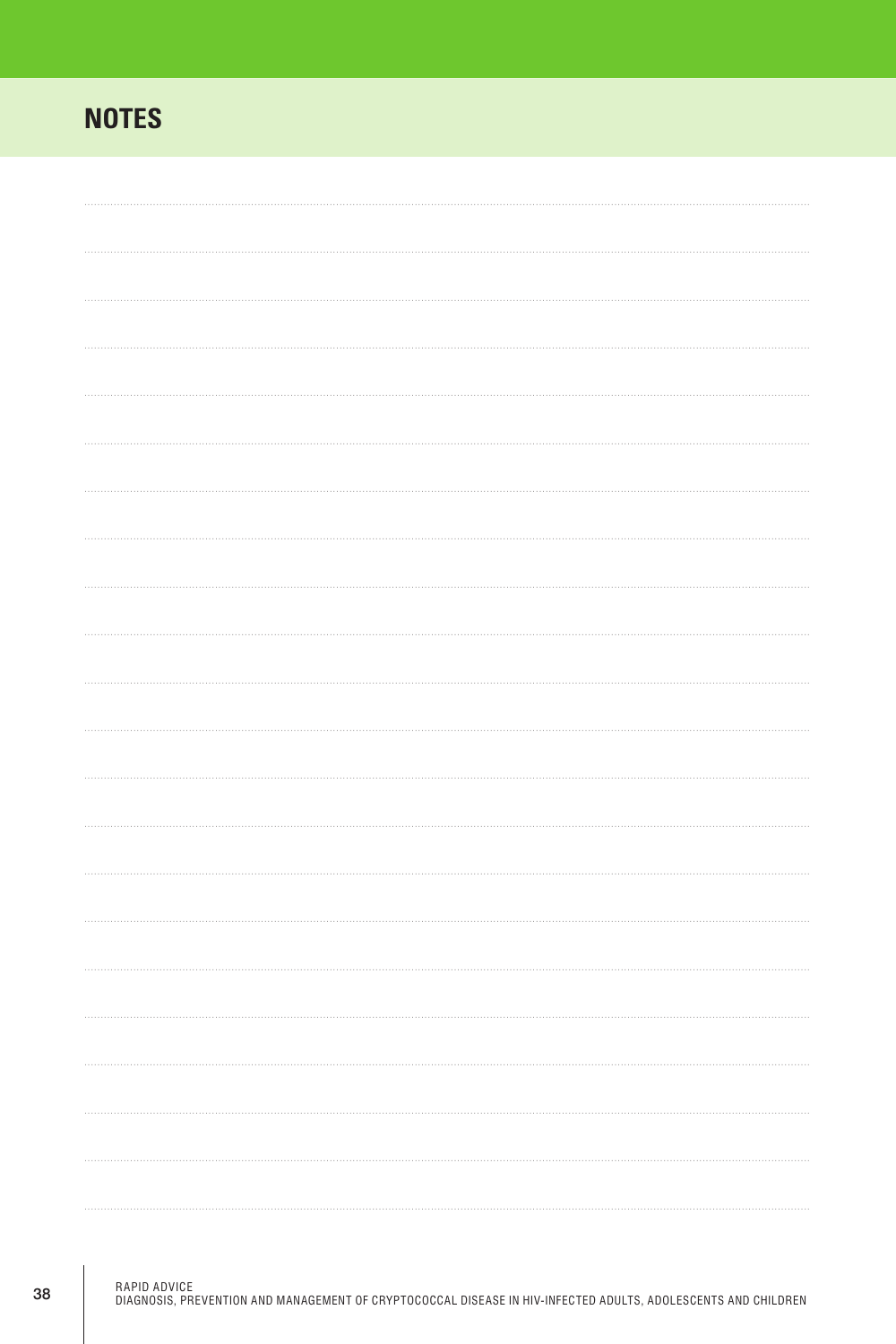## NOTES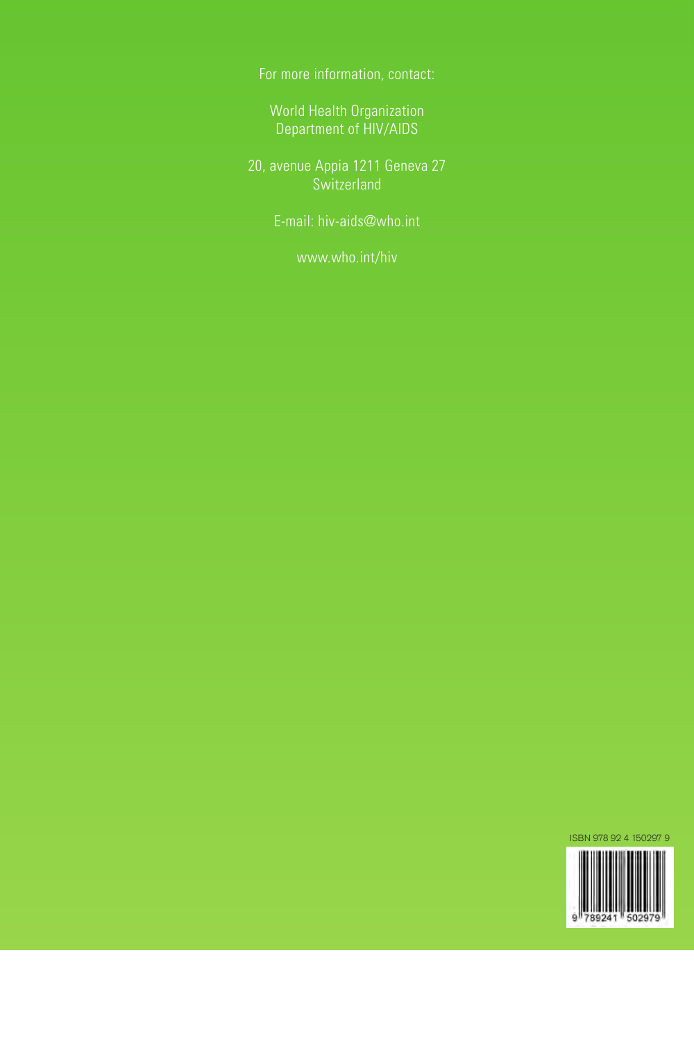For more information, contact:

World Health Organization
Department of HIV/AIDS

20, avenue Appia 1211 Geneva 27
Switzerland

E-mail: hiv-aids@who.int

www.who.int/hiv

ISBN 978 92 4 150297 9